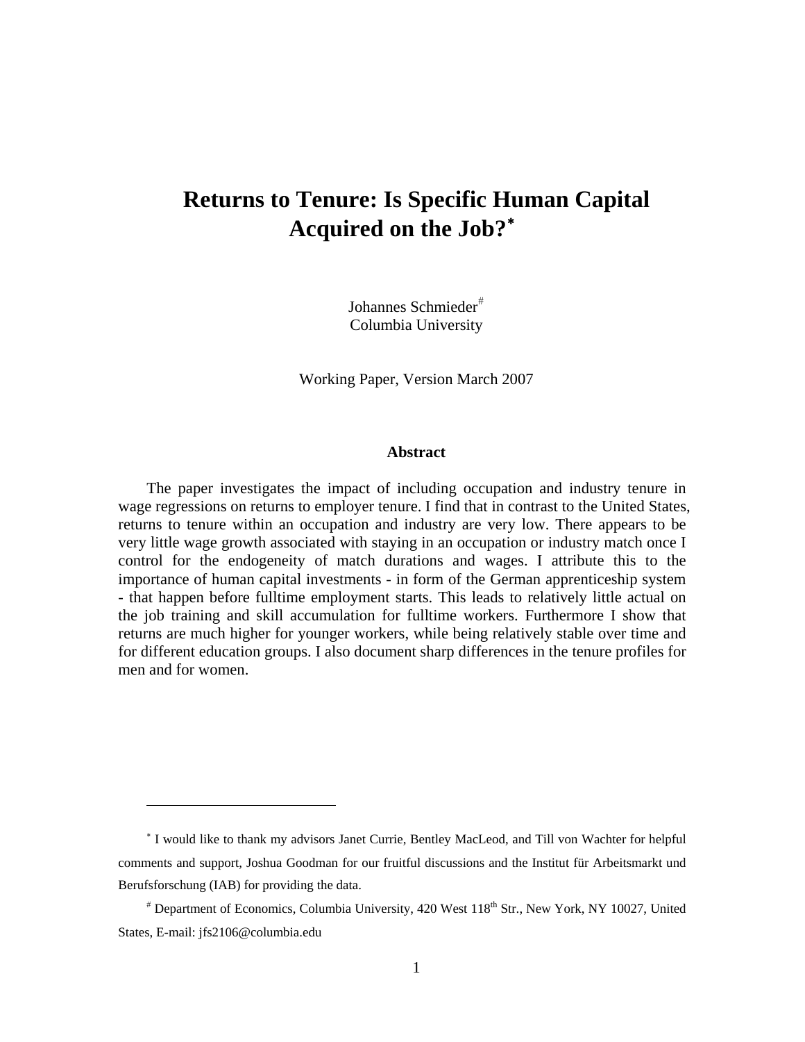# Returns to Tenure: Is Specific Human Capital Acquired on the Job?*

Johannes Schmieder#
Columbia University

Working Paper, Version March 2007

## Abstract

The paper investigates the impact of including occupation and industry tenure in wage regressions on returns to employer tenure. I find that in contrast to the United States, returns to tenure within an occupation and industry are very low. There appears to be very little wage growth associated with staying in an occupation or industry match once I control for the endogeneity of match durations and wages. I attribute this to the importance of human capital investments - in form of the German apprenticeship system - that happen before fulltime employment starts. This leads to relatively little actual on the job training and skill accumulation for fulltime workers. Furthermore I show that returns are much higher for younger workers, while being relatively stable over time and for different education groups. I also document sharp differences in the tenure profiles for men and for women.

---

* I would like to thank my advisors Janet Currie, Bentley MacLeod, and Till von Wachter for helpful comments and support, Joshua Goodman for our fruitful discussions and the Institut für Arbeitsmarkt und Berufsforschung (IAB) for providing the data.

# Department of Economics, Columbia University, 420 West 118th Str., New York, NY 10027, United States, E-mail: jfs2106@columbia.edu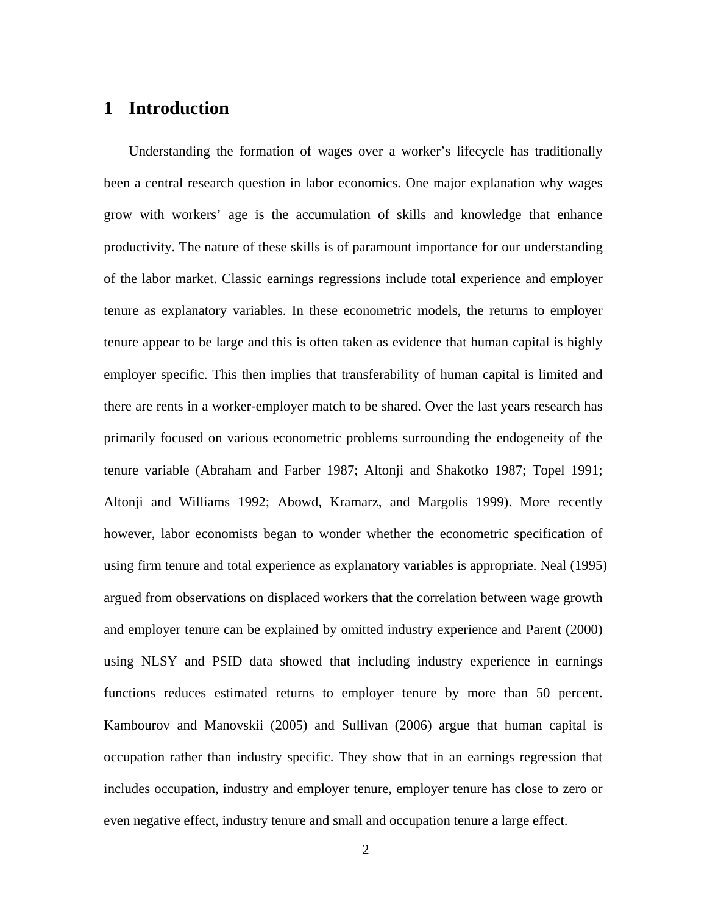# 1 Introduction

Understanding the formation of wages over a worker's lifecycle has traditionally been a central research question in labor economics. One major explanation why wages grow with workers' age is the accumulation of skills and knowledge that enhance productivity. The nature of these skills is of paramount importance for our understanding of the labor market. Classic earnings regressions include total experience and employer tenure as explanatory variables. In these econometric models, the returns to employer tenure appear to be large and this is often taken as evidence that human capital is highly employer specific. This then implies that transferability of human capital is limited and there are rents in a worker-employer match to be shared. Over the last years research has primarily focused on various econometric problems surrounding the endogeneity of the tenure variable (Abraham and Farber 1987; Altonji and Shakotko 1987; Topel 1991; Altonji and Williams 1992; Abowd, Kramarz, and Margolis 1999). More recently however, labor economists began to wonder whether the econometric specification of using firm tenure and total experience as explanatory variables is appropriate. Neal (1995) argued from observations on displaced workers that the correlation between wage growth and employer tenure can be explained by omitted industry experience and Parent (2000) using NLSY and PSID data showed that including industry experience in earnings functions reduces estimated returns to employer tenure by more than 50 percent. Kambourov and Manovskii (2005) and Sullivan (2006) argue that human capital is occupation rather than industry specific. They show that in an earnings regression that includes occupation, industry and employer tenure, employer tenure has close to zero or even negative effect, industry tenure and small and occupation tenure a large effect.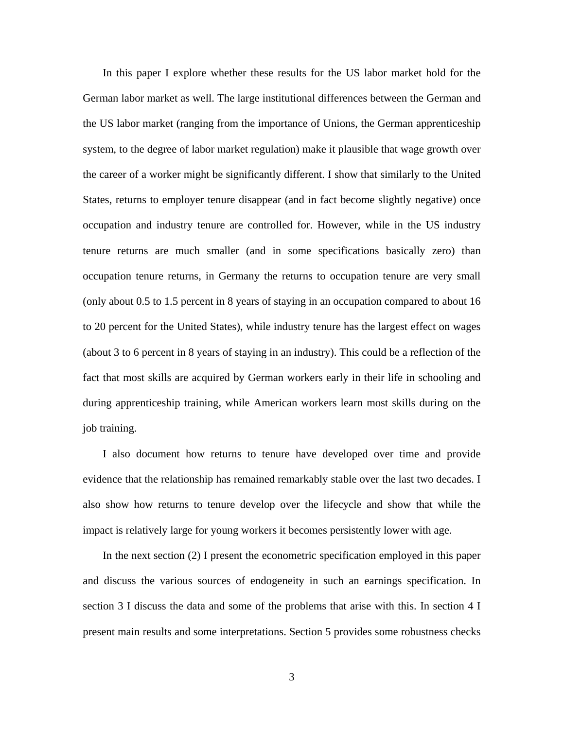In this paper I explore whether these results for the US labor market hold for the German labor market as well. The large institutional differences between the German and the US labor market (ranging from the importance of Unions, the German apprenticeship system, to the degree of labor market regulation) make it plausible that wage growth over the career of a worker might be significantly different. I show that similarly to the United States, returns to employer tenure disappear (and in fact become slightly negative) once occupation and industry tenure are controlled for. However, while in the US industry tenure returns are much smaller (and in some specifications basically zero) than occupation tenure returns, in Germany the returns to occupation tenure are very small (only about 0.5 to 1.5 percent in 8 years of staying in an occupation compared to about 16 to 20 percent for the United States), while industry tenure has the largest effect on wages (about 3 to 6 percent in 8 years of staying in an industry). This could be a reflection of the fact that most skills are acquired by German workers early in their life in schooling and during apprenticeship training, while American workers learn most skills during on the job training.

I also document how returns to tenure have developed over time and provide evidence that the relationship has remained remarkably stable over the last two decades. I also show how returns to tenure develop over the lifecycle and show that while the impact is relatively large for young workers it becomes persistently lower with age.

In the next section (2) I present the econometric specification employed in this paper and discuss the various sources of endogeneity in such an earnings specification. In section 3 I discuss the data and some of the problems that arise with this. In section 4 I present main results and some interpretations. Section 5 provides some robustness checks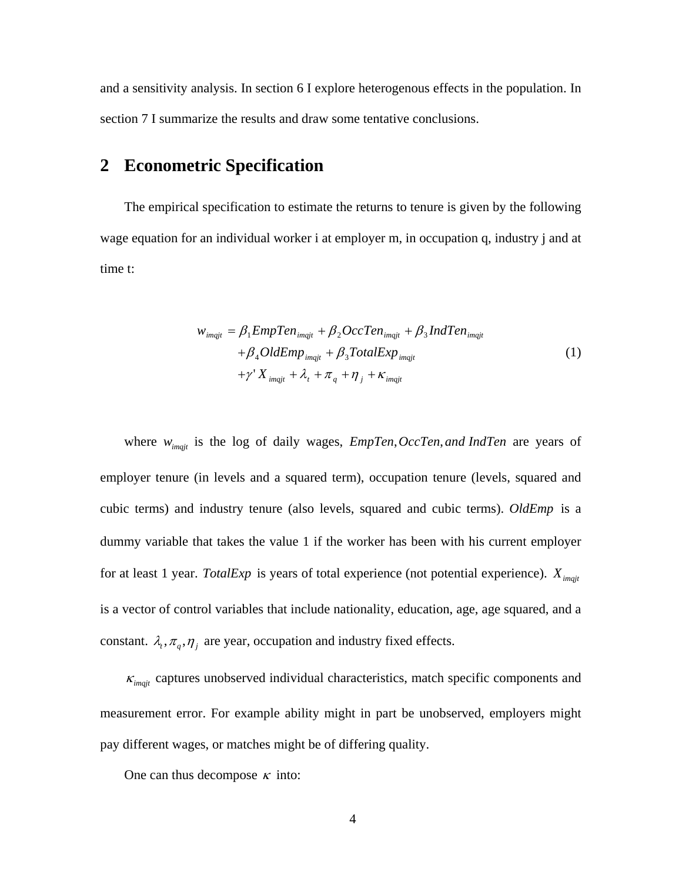and a sensitivity analysis. In section 6 I explore heterogenous effects in the population. In section 7 I summarize the results and draw some tentative conclusions.

## 2 Econometric Specification

The empirical specification to estimate the returns to tenure is given by the following wage equation for an individual worker i at employer m, in occupation q, industry j and at time t:

$$
\begin{aligned}
w_{imqjt} = {} & \beta_1 EmpTen_{imqjt} + \beta_2 OccTen_{imqjt} + \beta_3 IndTen_{imqjt} \\
& + \beta_4 OldEmp_{imqjt} + \beta_3 TotalExp_{imqjt} \\
& + \gamma' X_{imqjt} + \lambda_t + \pi_q + \eta_j + \kappa_{imqjt}
\end{aligned}
\tag{1}
$$

where $w_{imqjt}$ is the log of daily wages, $EmpTen, OccTen, and\ IndTen$ are years of employer tenure (in levels and a squared term), occupation tenure (levels, squared and cubic terms) and industry tenure (also levels, squared and cubic terms). $OldEmp$ is a dummy variable that takes the value 1 if the worker has been with his current employer for at least 1 year. $TotalExp$ is years of total experience (not potential experience). $X_{imqjt}$ is a vector of control variables that include nationality, education, age, age squared, and a constant. $\lambda_t, \pi_q, \eta_j$ are year, occupation and industry fixed effects.

$\kappa_{imqjt}$ captures unobserved individual characteristics, match specific components and measurement error. For example ability might in part be unobserved, employers might pay different wages, or matches might be of differing quality.

One can thus decompose $\kappa$ into: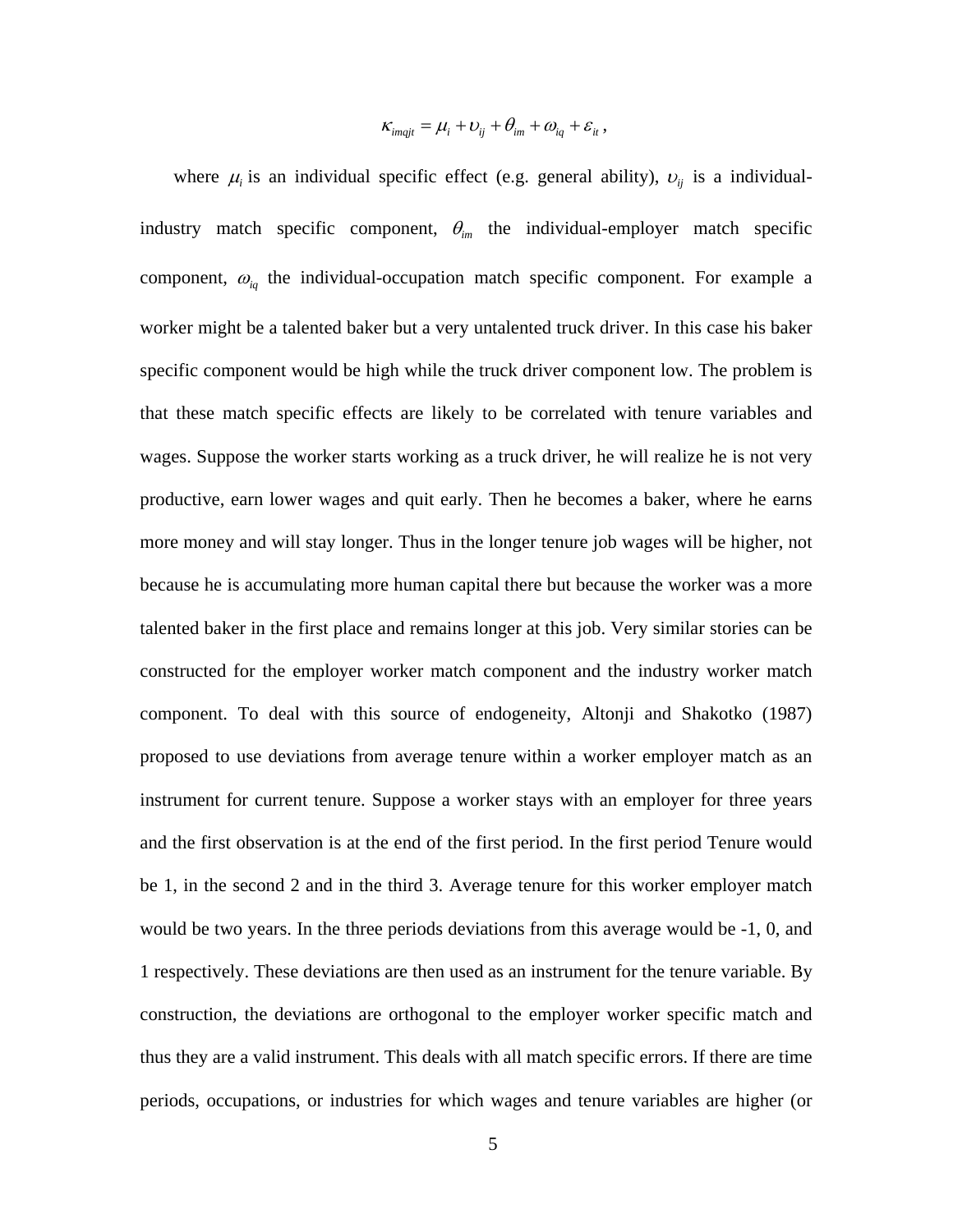$$\kappa_{imqjt} = \mu_i + \upsilon_{ij} + \theta_{im} + \omega_{iq} + \varepsilon_{it} ,$$

where $\mu_i$ is an individual specific effect (e.g. general ability), $\upsilon_{ij}$ is a individual-industry match specific component, $\theta_{im}$ the individual-employer match specific component, $\omega_{iq}$ the individual-occupation match specific component. For example a worker might be a talented baker but a very untalented truck driver. In this case his baker specific component would be high while the truck driver component low. The problem is that these match specific effects are likely to be correlated with tenure variables and wages. Suppose the worker starts working as a truck driver, he will realize he is not very productive, earn lower wages and quit early. Then he becomes a baker, where he earns more money and will stay longer. Thus in the longer tenure job wages will be higher, not because he is accumulating more human capital there but because the worker was a more talented baker in the first place and remains longer at this job. Very similar stories can be constructed for the employer worker match component and the industry worker match component. To deal with this source of endogeneity, Altonji and Shakotko (1987) proposed to use deviations from average tenure within a worker employer match as an instrument for current tenure. Suppose a worker stays with an employer for three years and the first observation is at the end of the first period. In the first period Tenure would be 1, in the second 2 and in the third 3. Average tenure for this worker employer match would be two years. In the three periods deviations from this average would be -1, 0, and 1 respectively. These deviations are then used as an instrument for the tenure variable. By construction, the deviations are orthogonal to the employer worker specific match and thus they are a valid instrument. This deals with all match specific errors. If there are time periods, occupations, or industries for which wages and tenure variables are higher (or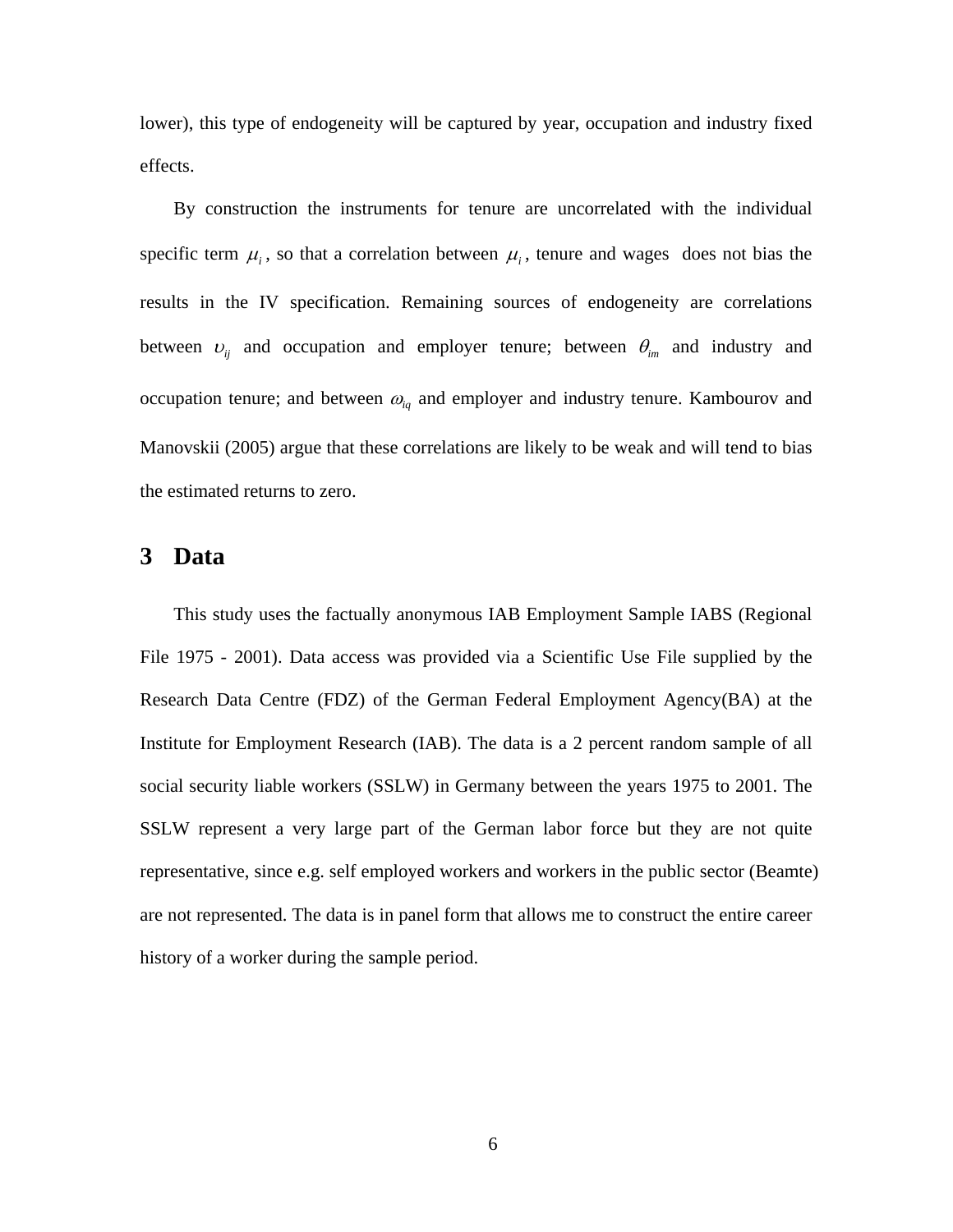lower), this type of endogeneity will be captured by year, occupation and industry fixed effects.

By construction the instruments for tenure are uncorrelated with the individual specific term $\mu_i$, so that a correlation between $\mu_i$, tenure and wages does not bias the results in the IV specification. Remaining sources of endogeneity are correlations between $\upsilon_{ij}$ and occupation and employer tenure; between $\theta_{im}$ and industry and occupation tenure; and between $\omega_{iq}$ and employer and industry tenure. Kambourov and Manovskii (2005) argue that these correlations are likely to be weak and will tend to bias the estimated returns to zero.

# 3 Data

This study uses the factually anonymous IAB Employment Sample IABS (Regional File 1975 - 2001). Data access was provided via a Scientific Use File supplied by the Research Data Centre (FDZ) of the German Federal Employment Agency(BA) at the Institute for Employment Research (IAB). The data is a 2 percent random sample of all social security liable workers (SSLW) in Germany between the years 1975 to 2001. The SSLW represent a very large part of the German labor force but they are not quite representative, since e.g. self employed workers and workers in the public sector (Beamte) are not represented. The data is in panel form that allows me to construct the entire career history of a worker during the sample period.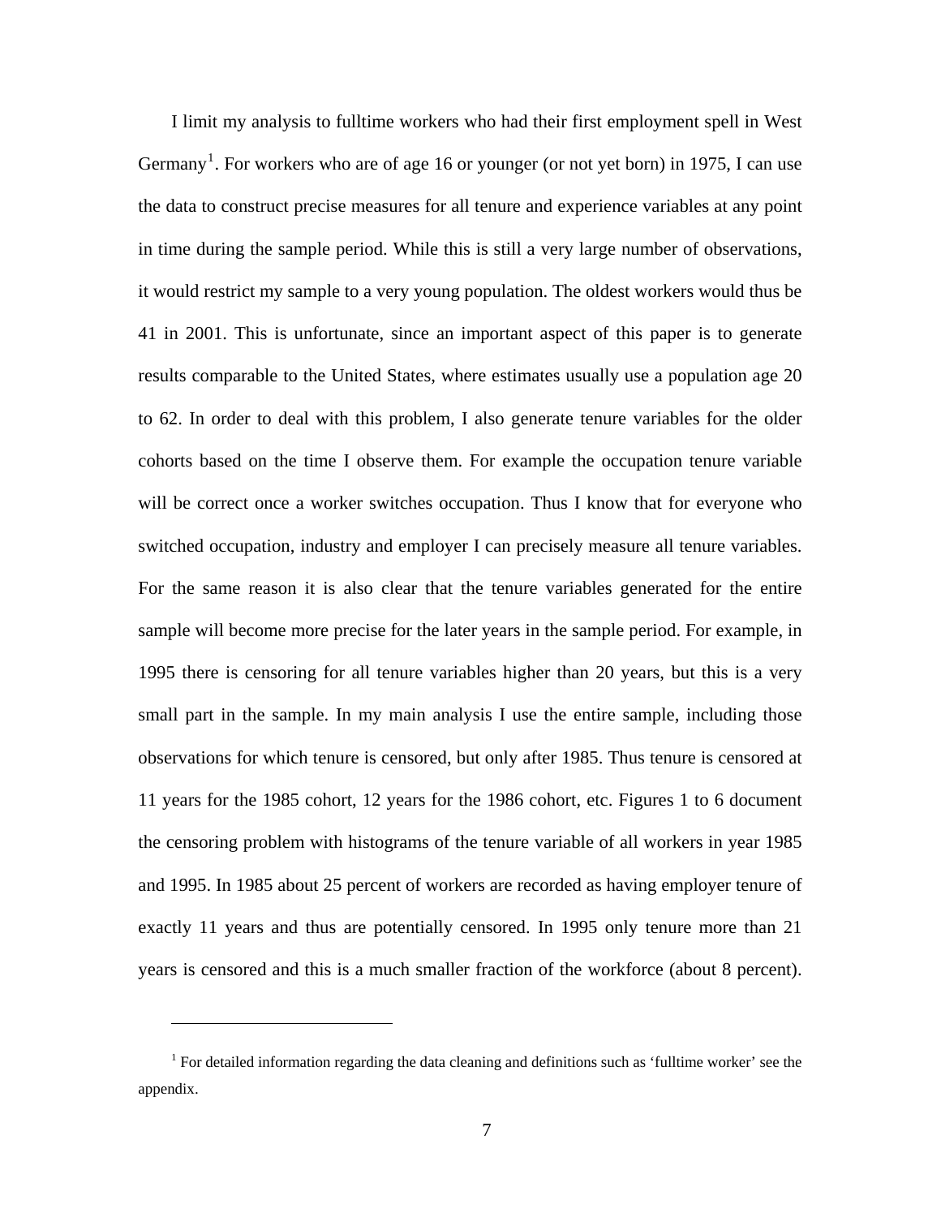I limit my analysis to fulltime workers who had their first employment spell in West Germany[1]. For workers who are of age 16 or younger (or not yet born) in 1975, I can use the data to construct precise measures for all tenure and experience variables at any point in time during the sample period. While this is still a very large number of observations, it would restrict my sample to a very young population. The oldest workers would thus be 41 in 2001. This is unfortunate, since an important aspect of this paper is to generate results comparable to the United States, where estimates usually use a population age 20 to 62. In order to deal with this problem, I also generate tenure variables for the older cohorts based on the time I observe them. For example the occupation tenure variable will be correct once a worker switches occupation. Thus I know that for everyone who switched occupation, industry and employer I can precisely measure all tenure variables. For the same reason it is also clear that the tenure variables generated for the entire sample will become more precise for the later years in the sample period. For example, in 1995 there is censoring for all tenure variables higher than 20 years, but this is a very small part in the sample. In my main analysis I use the entire sample, including those observations for which tenure is censored, but only after 1985. Thus tenure is censored at 11 years for the 1985 cohort, 12 years for the 1986 cohort, etc. Figures 1 to 6 document the censoring problem with histograms of the tenure variable of all workers in year 1985 and 1995. In 1985 about 25 percent of workers are recorded as having employer tenure of exactly 11 years and thus are potentially censored. In 1995 only tenure more than 21 years is censored and this is a much smaller fraction of the workforce (about 8 percent).

[1] For detailed information regarding the data cleaning and definitions such as 'fulltime worker' see the appendix.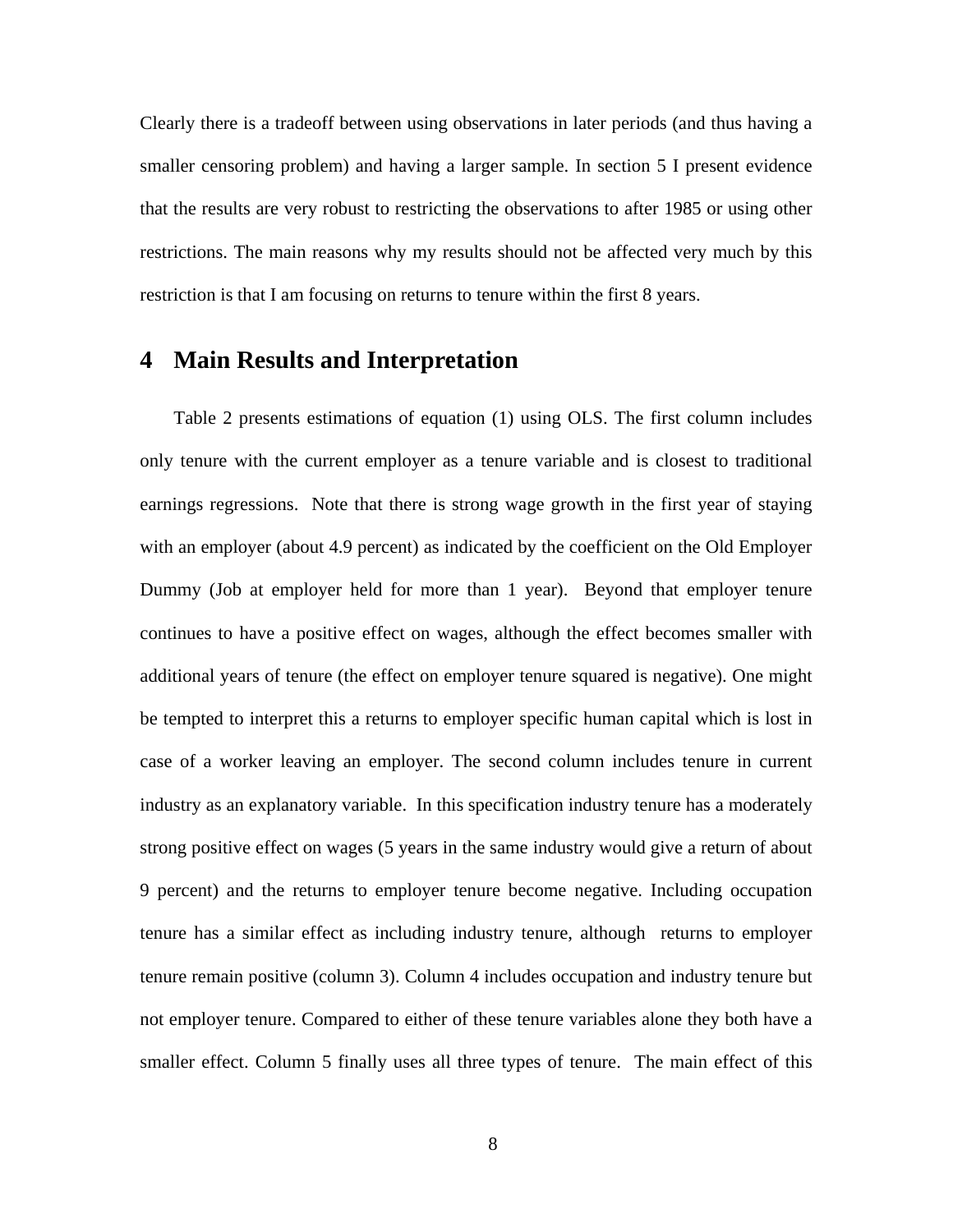Clearly there is a tradeoff between using observations in later periods (and thus having a smaller censoring problem) and having a larger sample. In section 5 I present evidence that the results are very robust to restricting the observations to after 1985 or using other restrictions. The main reasons why my results should not be affected very much by this restriction is that I am focusing on returns to tenure within the first 8 years.

# 4 Main Results and Interpretation

Table 2 presents estimations of equation (1) using OLS. The first column includes only tenure with the current employer as a tenure variable and is closest to traditional earnings regressions. Note that there is strong wage growth in the first year of staying with an employer (about 4.9 percent) as indicated by the coefficient on the Old Employer Dummy (Job at employer held for more than 1 year). Beyond that employer tenure continues to have a positive effect on wages, although the effect becomes smaller with additional years of tenure (the effect on employer tenure squared is negative). One might be tempted to interpret this a returns to employer specific human capital which is lost in case of a worker leaving an employer. The second column includes tenure in current industry as an explanatory variable. In this specification industry tenure has a moderately strong positive effect on wages (5 years in the same industry would give a return of about 9 percent) and the returns to employer tenure become negative. Including occupation tenure has a similar effect as including industry tenure, although returns to employer tenure remain positive (column 3). Column 4 includes occupation and industry tenure but not employer tenure. Compared to either of these tenure variables alone they both have a smaller effect. Column 5 finally uses all three types of tenure. The main effect of this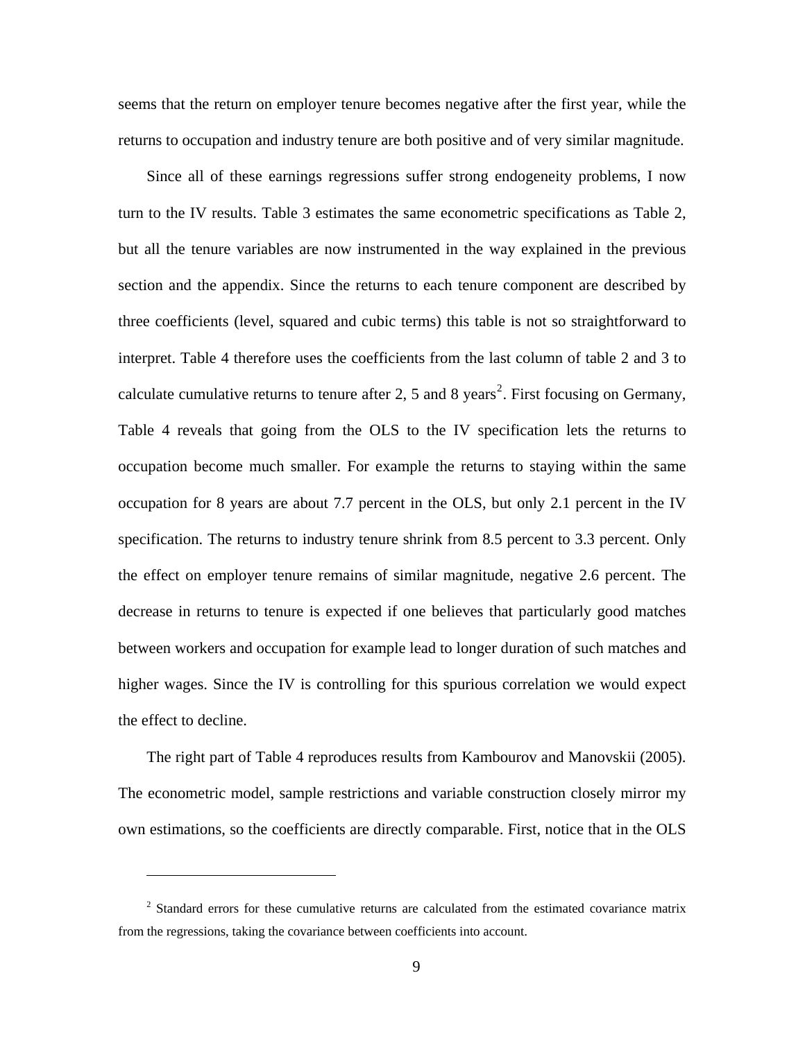seems that the return on employer tenure becomes negative after the first year, while the returns to occupation and industry tenure are both positive and of very similar magnitude.

Since all of these earnings regressions suffer strong endogeneity problems, I now turn to the IV results. Table 3 estimates the same econometric specifications as Table 2, but all the tenure variables are now instrumented in the way explained in the previous section and the appendix. Since the returns to each tenure component are described by three coefficients (level, squared and cubic terms) this table is not so straightforward to interpret. Table 4 therefore uses the coefficients from the last column of table 2 and 3 to calculate cumulative returns to tenure after 2, 5 and 8 years[2]. First focusing on Germany, Table 4 reveals that going from the OLS to the IV specification lets the returns to occupation become much smaller. For example the returns to staying within the same occupation for 8 years are about 7.7 percent in the OLS, but only 2.1 percent in the IV specification. The returns to industry tenure shrink from 8.5 percent to 3.3 percent. Only the effect on employer tenure remains of similar magnitude, negative 2.6 percent. The decrease in returns to tenure is expected if one believes that particularly good matches between workers and occupation for example lead to longer duration of such matches and higher wages. Since the IV is controlling for this spurious correlation we would expect the effect to decline.

The right part of Table 4 reproduces results from Kambourov and Manovskii (2005). The econometric model, sample restrictions and variable construction closely mirror my own estimations, so the coefficients are directly comparable. First, notice that in the OLS

[2] Standard errors for these cumulative returns are calculated from the estimated covariance matrix from the regressions, taking the covariance between coefficients into account.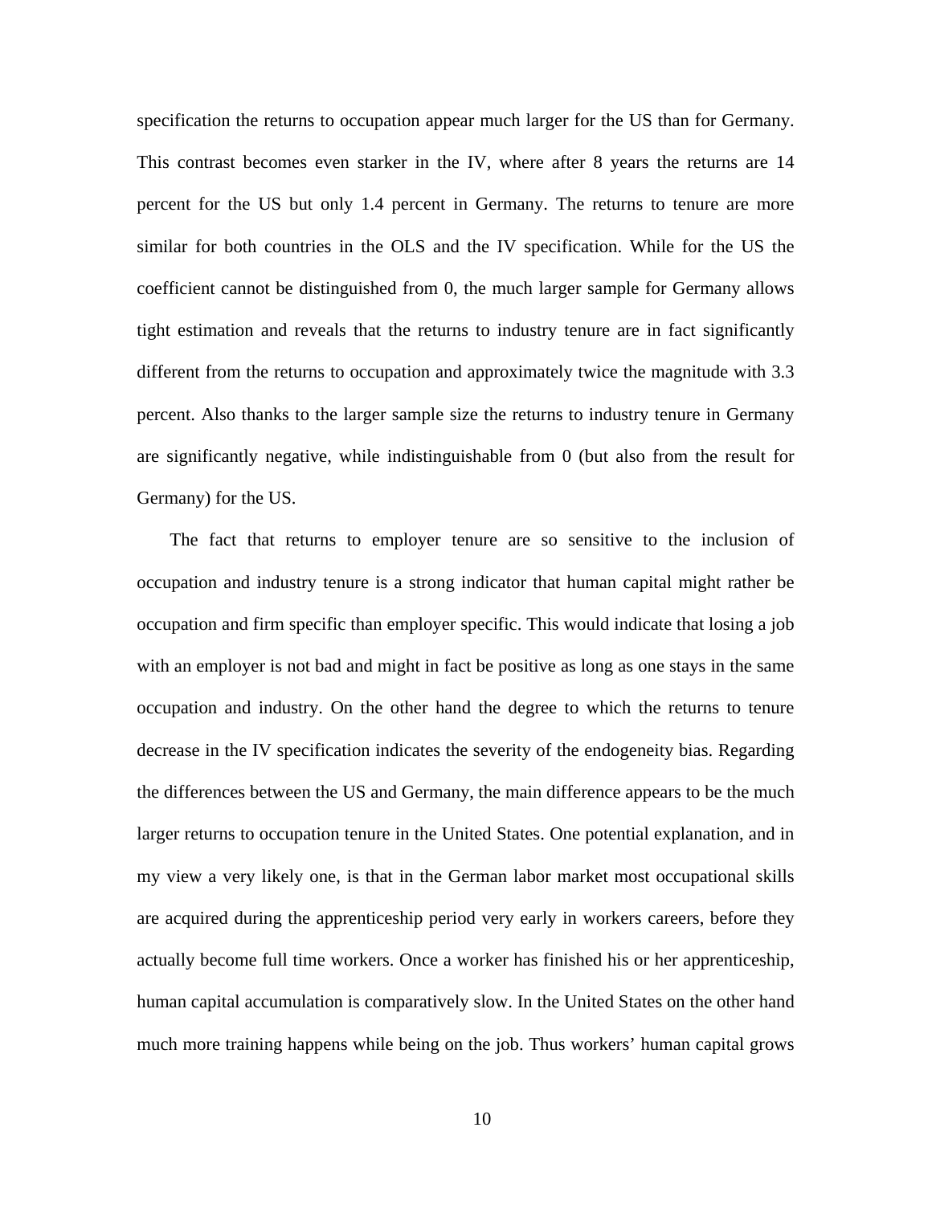specification the returns to occupation appear much larger for the US than for Germany. This contrast becomes even starker in the IV, where after 8 years the returns are 14 percent for the US but only 1.4 percent in Germany. The returns to tenure are more similar for both countries in the OLS and the IV specification. While for the US the coefficient cannot be distinguished from 0, the much larger sample for Germany allows tight estimation and reveals that the returns to industry tenure are in fact significantly different from the returns to occupation and approximately twice the magnitude with 3.3 percent. Also thanks to the larger sample size the returns to industry tenure in Germany are significantly negative, while indistinguishable from 0 (but also from the result for Germany) for the US.

The fact that returns to employer tenure are so sensitive to the inclusion of occupation and industry tenure is a strong indicator that human capital might rather be occupation and firm specific than employer specific. This would indicate that losing a job with an employer is not bad and might in fact be positive as long as one stays in the same occupation and industry. On the other hand the degree to which the returns to tenure decrease in the IV specification indicates the severity of the endogeneity bias. Regarding the differences between the US and Germany, the main difference appears to be the much larger returns to occupation tenure in the United States. One potential explanation, and in my view a very likely one, is that in the German labor market most occupational skills are acquired during the apprenticeship period very early in workers careers, before they actually become full time workers. Once a worker has finished his or her apprenticeship, human capital accumulation is comparatively slow. In the United States on the other hand much more training happens while being on the job. Thus workers' human capital grows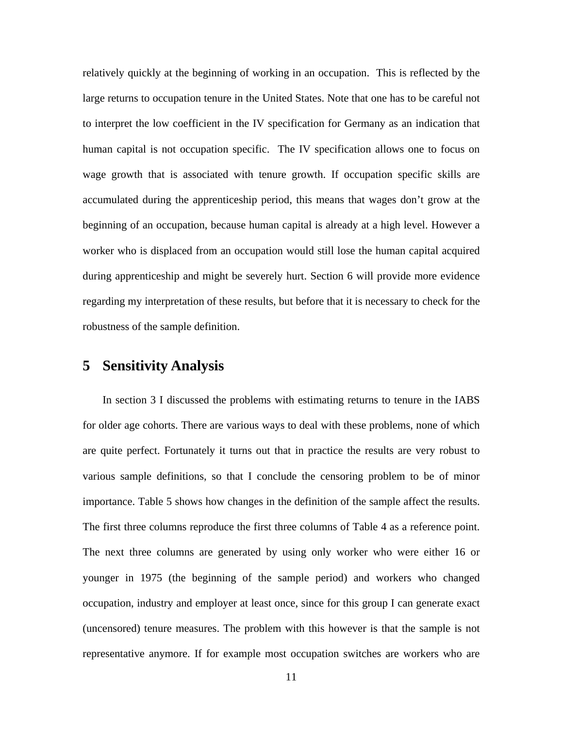relatively quickly at the beginning of working in an occupation. This is reflected by the large returns to occupation tenure in the United States. Note that one has to be careful not to interpret the low coefficient in the IV specification for Germany as an indication that human capital is not occupation specific. The IV specification allows one to focus on wage growth that is associated with tenure growth. If occupation specific skills are accumulated during the apprenticeship period, this means that wages don't grow at the beginning of an occupation, because human capital is already at a high level. However a worker who is displaced from an occupation would still lose the human capital acquired during apprenticeship and might be severely hurt. Section 6 will provide more evidence regarding my interpretation of these results, but before that it is necessary to check for the robustness of the sample definition.

# 5 Sensitivity Analysis

In section 3 I discussed the problems with estimating returns to tenure in the IABS for older age cohorts. There are various ways to deal with these problems, none of which are quite perfect. Fortunately it turns out that in practice the results are very robust to various sample definitions, so that I conclude the censoring problem to be of minor importance. Table 5 shows how changes in the definition of the sample affect the results. The first three columns reproduce the first three columns of Table 4 as a reference point. The next three columns are generated by using only worker who were either 16 or younger in 1975 (the beginning of the sample period) and workers who changed occupation, industry and employer at least once, since for this group I can generate exact (uncensored) tenure measures. The problem with this however is that the sample is not representative anymore. If for example most occupation switches are workers who are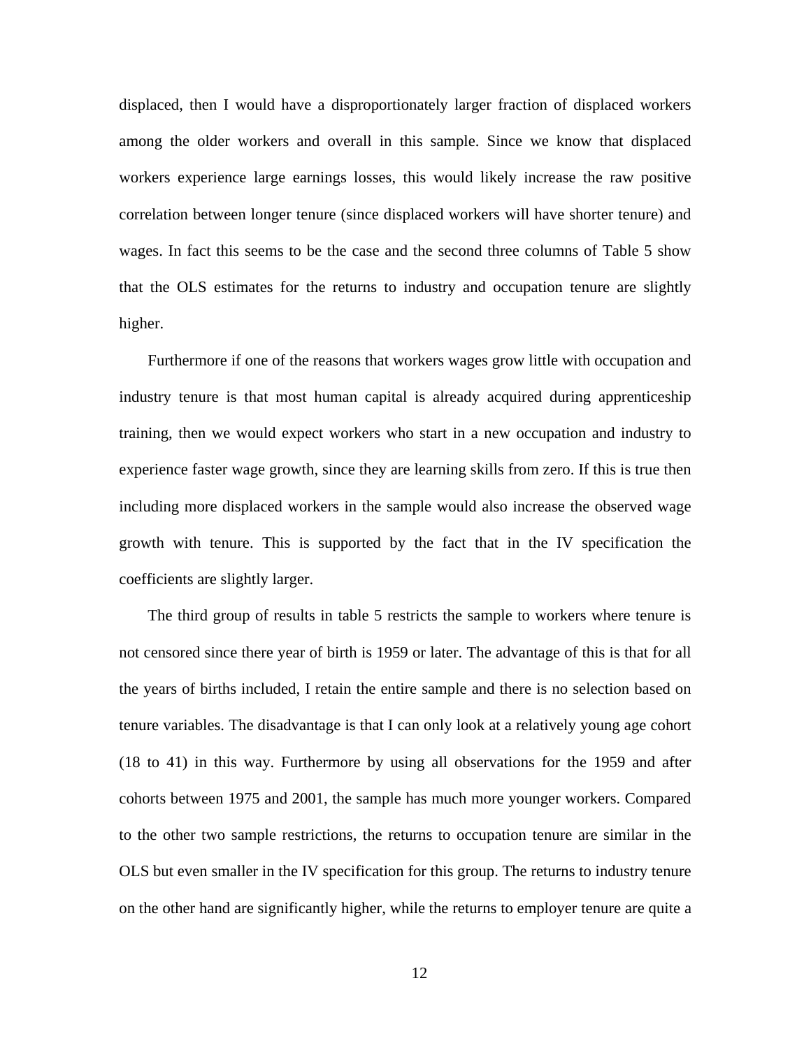displaced, then I would have a disproportionately larger fraction of displaced workers among the older workers and overall in this sample. Since we know that displaced workers experience large earnings losses, this would likely increase the raw positive correlation between longer tenure (since displaced workers will have shorter tenure) and wages. In fact this seems to be the case and the second three columns of Table 5 show that the OLS estimates for the returns to industry and occupation tenure are slightly higher.

Furthermore if one of the reasons that workers wages grow little with occupation and industry tenure is that most human capital is already acquired during apprenticeship training, then we would expect workers who start in a new occupation and industry to experience faster wage growth, since they are learning skills from zero. If this is true then including more displaced workers in the sample would also increase the observed wage growth with tenure. This is supported by the fact that in the IV specification the coefficients are slightly larger.

The third group of results in table 5 restricts the sample to workers where tenure is not censored since there year of birth is 1959 or later. The advantage of this is that for all the years of births included, I retain the entire sample and there is no selection based on tenure variables. The disadvantage is that I can only look at a relatively young age cohort (18 to 41) in this way. Furthermore by using all observations for the 1959 and after cohorts between 1975 and 2001, the sample has much more younger workers. Compared to the other two sample restrictions, the returns to occupation tenure are similar in the OLS but even smaller in the IV specification for this group. The returns to industry tenure on the other hand are significantly higher, while the returns to employer tenure are quite a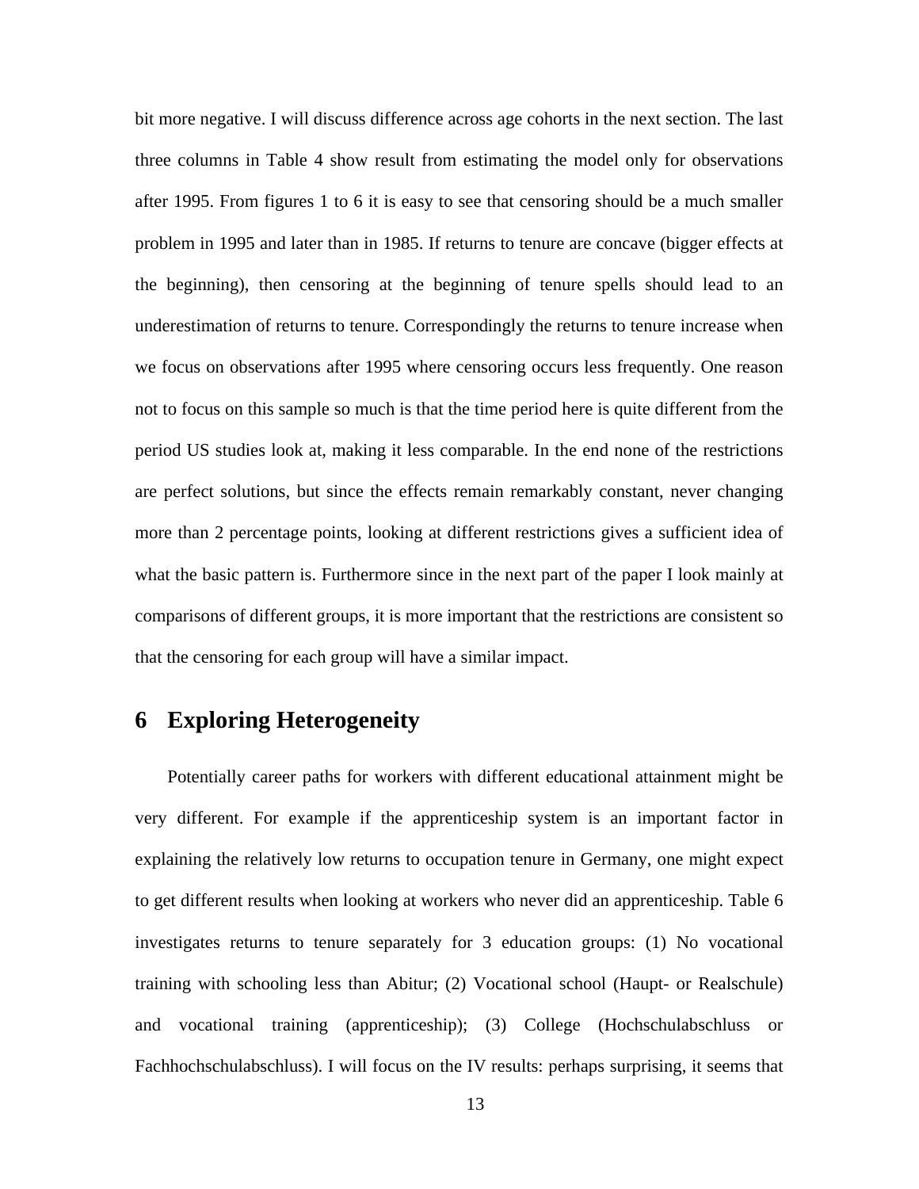bit more negative. I will discuss difference across age cohorts in the next section. The last three columns in Table 4 show result from estimating the model only for observations after 1995. From figures 1 to 6 it is easy to see that censoring should be a much smaller problem in 1995 and later than in 1985. If returns to tenure are concave (bigger effects at the beginning), then censoring at the beginning of tenure spells should lead to an underestimation of returns to tenure. Correspondingly the returns to tenure increase when we focus on observations after 1995 where censoring occurs less frequently. One reason not to focus on this sample so much is that the time period here is quite different from the period US studies look at, making it less comparable. In the end none of the restrictions are perfect solutions, but since the effects remain remarkably constant, never changing more than 2 percentage points, looking at different restrictions gives a sufficient idea of what the basic pattern is. Furthermore since in the next part of the paper I look mainly at comparisons of different groups, it is more important that the restrictions are consistent so that the censoring for each group will have a similar impact.

# 6 Exploring Heterogeneity

Potentially career paths for workers with different educational attainment might be very different. For example if the apprenticeship system is an important factor in explaining the relatively low returns to occupation tenure in Germany, one might expect to get different results when looking at workers who never did an apprenticeship. Table 6 investigates returns to tenure separately for 3 education groups: (1) No vocational training with schooling less than Abitur; (2) Vocational school (Haupt- or Realschule) and vocational training (apprenticeship); (3) College (Hochschulabschluss or Fachhochschulabschluss). I will focus on the IV results: perhaps surprising, it seems that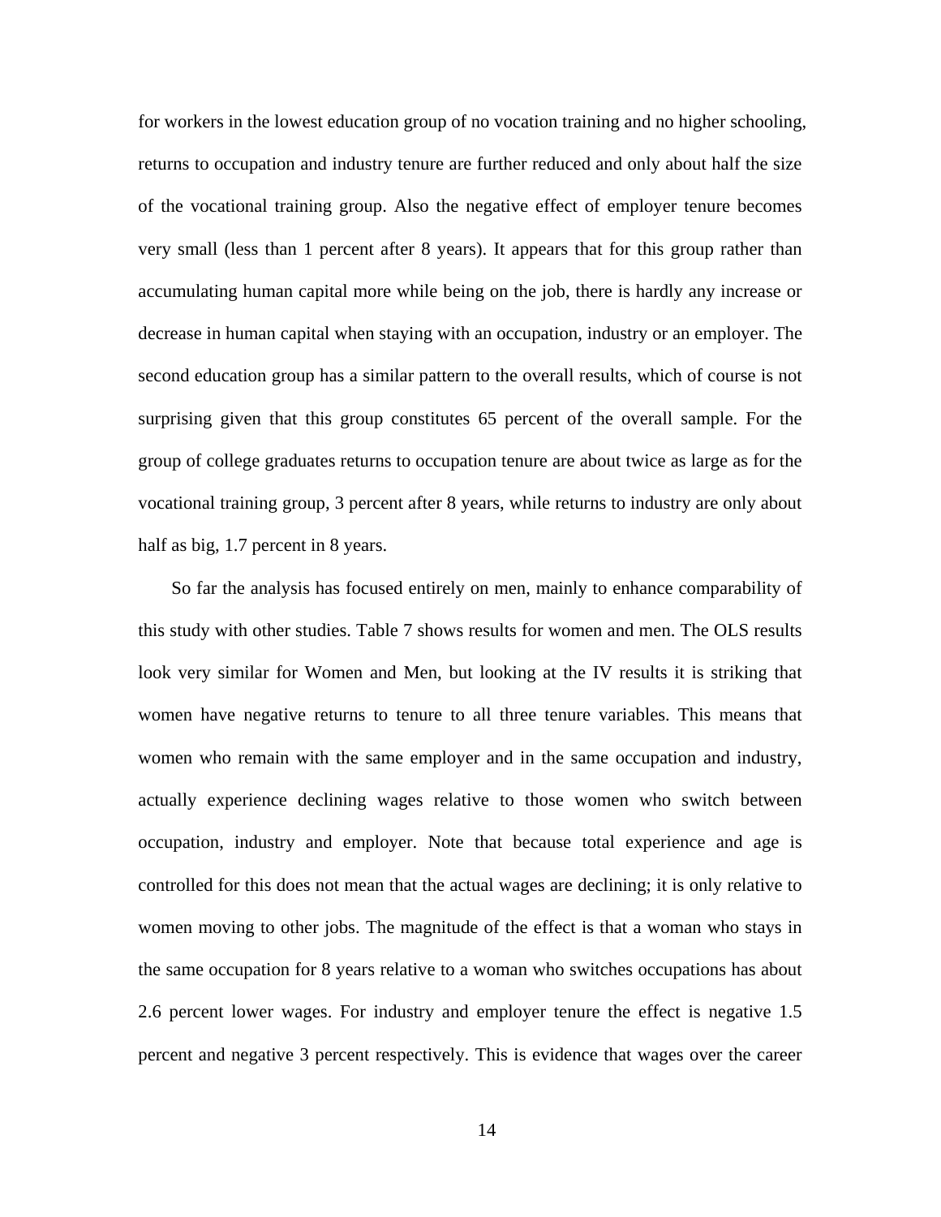for workers in the lowest education group of no vocation training and no higher schooling, returns to occupation and industry tenure are further reduced and only about half the size of the vocational training group. Also the negative effect of employer tenure becomes very small (less than 1 percent after 8 years). It appears that for this group rather than accumulating human capital more while being on the job, there is hardly any increase or decrease in human capital when staying with an occupation, industry or an employer. The second education group has a similar pattern to the overall results, which of course is not surprising given that this group constitutes 65 percent of the overall sample. For the group of college graduates returns to occupation tenure are about twice as large as for the vocational training group, 3 percent after 8 years, while returns to industry are only about half as big, 1.7 percent in 8 years.

So far the analysis has focused entirely on men, mainly to enhance comparability of this study with other studies. Table 7 shows results for women and men. The OLS results look very similar for Women and Men, but looking at the IV results it is striking that women have negative returns to tenure to all three tenure variables. This means that women who remain with the same employer and in the same occupation and industry, actually experience declining wages relative to those women who switch between occupation, industry and employer. Note that because total experience and age is controlled for this does not mean that the actual wages are declining; it is only relative to women moving to other jobs. The magnitude of the effect is that a woman who stays in the same occupation for 8 years relative to a woman who switches occupations has about 2.6 percent lower wages. For industry and employer tenure the effect is negative 1.5 percent and negative 3 percent respectively. This is evidence that wages over the career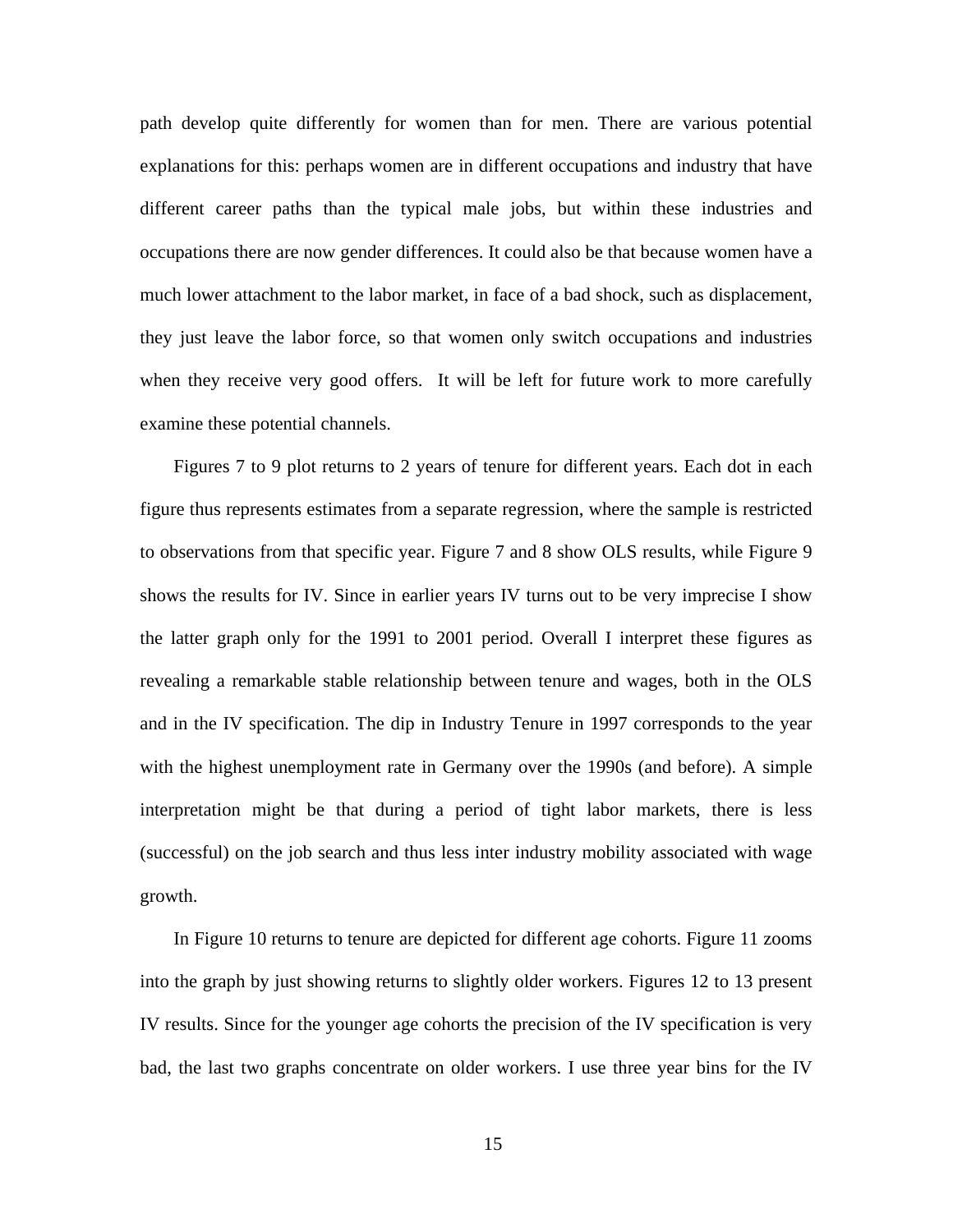path develop quite differently for women than for men. There are various potential explanations for this: perhaps women are in different occupations and industry that have different career paths than the typical male jobs, but within these industries and occupations there are now gender differences. It could also be that because women have a much lower attachment to the labor market, in face of a bad shock, such as displacement, they just leave the labor force, so that women only switch occupations and industries when they receive very good offers.  It will be left for future work to more carefully examine these potential channels.

Figures 7 to 9 plot returns to 2 years of tenure for different years. Each dot in each figure thus represents estimates from a separate regression, where the sample is restricted to observations from that specific year. Figure 7 and 8 show OLS results, while Figure 9 shows the results for IV. Since in earlier years IV turns out to be very imprecise I show the latter graph only for the 1991 to 2001 period. Overall I interpret these figures as revealing a remarkable stable relationship between tenure and wages, both in the OLS and in the IV specification. The dip in Industry Tenure in 1997 corresponds to the year with the highest unemployment rate in Germany over the 1990s (and before). A simple interpretation might be that during a period of tight labor markets, there is less (successful) on the job search and thus less inter industry mobility associated with wage growth.

In Figure 10 returns to tenure are depicted for different age cohorts. Figure 11 zooms into the graph by just showing returns to slightly older workers. Figures 12 to 13 present IV results. Since for the younger age cohorts the precision of the IV specification is very bad, the last two graphs concentrate on older workers. I use three year bins for the IV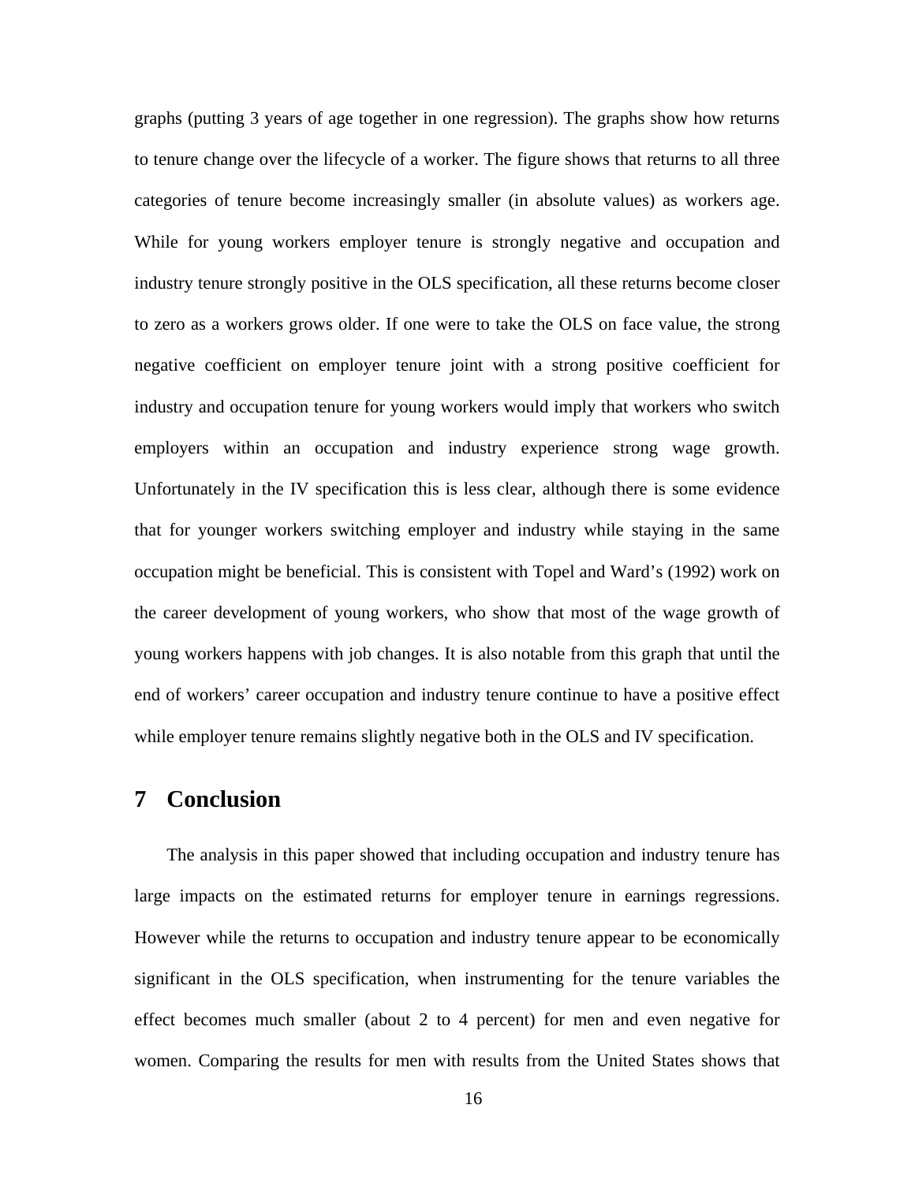graphs (putting 3 years of age together in one regression). The graphs show how returns to tenure change over the lifecycle of a worker. The figure shows that returns to all three categories of tenure become increasingly smaller (in absolute values) as workers age. While for young workers employer tenure is strongly negative and occupation and industry tenure strongly positive in the OLS specification, all these returns become closer to zero as a workers grows older. If one were to take the OLS on face value, the strong negative coefficient on employer tenure joint with a strong positive coefficient for industry and occupation tenure for young workers would imply that workers who switch employers within an occupation and industry experience strong wage growth. Unfortunately in the IV specification this is less clear, although there is some evidence that for younger workers switching employer and industry while staying in the same occupation might be beneficial. This is consistent with Topel and Ward's (1992) work on the career development of young workers, who show that most of the wage growth of young workers happens with job changes. It is also notable from this graph that until the end of workers' career occupation and industry tenure continue to have a positive effect while employer tenure remains slightly negative both in the OLS and IV specification.

## 7 Conclusion

The analysis in this paper showed that including occupation and industry tenure has large impacts on the estimated returns for employer tenure in earnings regressions. However while the returns to occupation and industry tenure appear to be economically significant in the OLS specification, when instrumenting for the tenure variables the effect becomes much smaller (about 2 to 4 percent) for men and even negative for women. Comparing the results for men with results from the United States shows that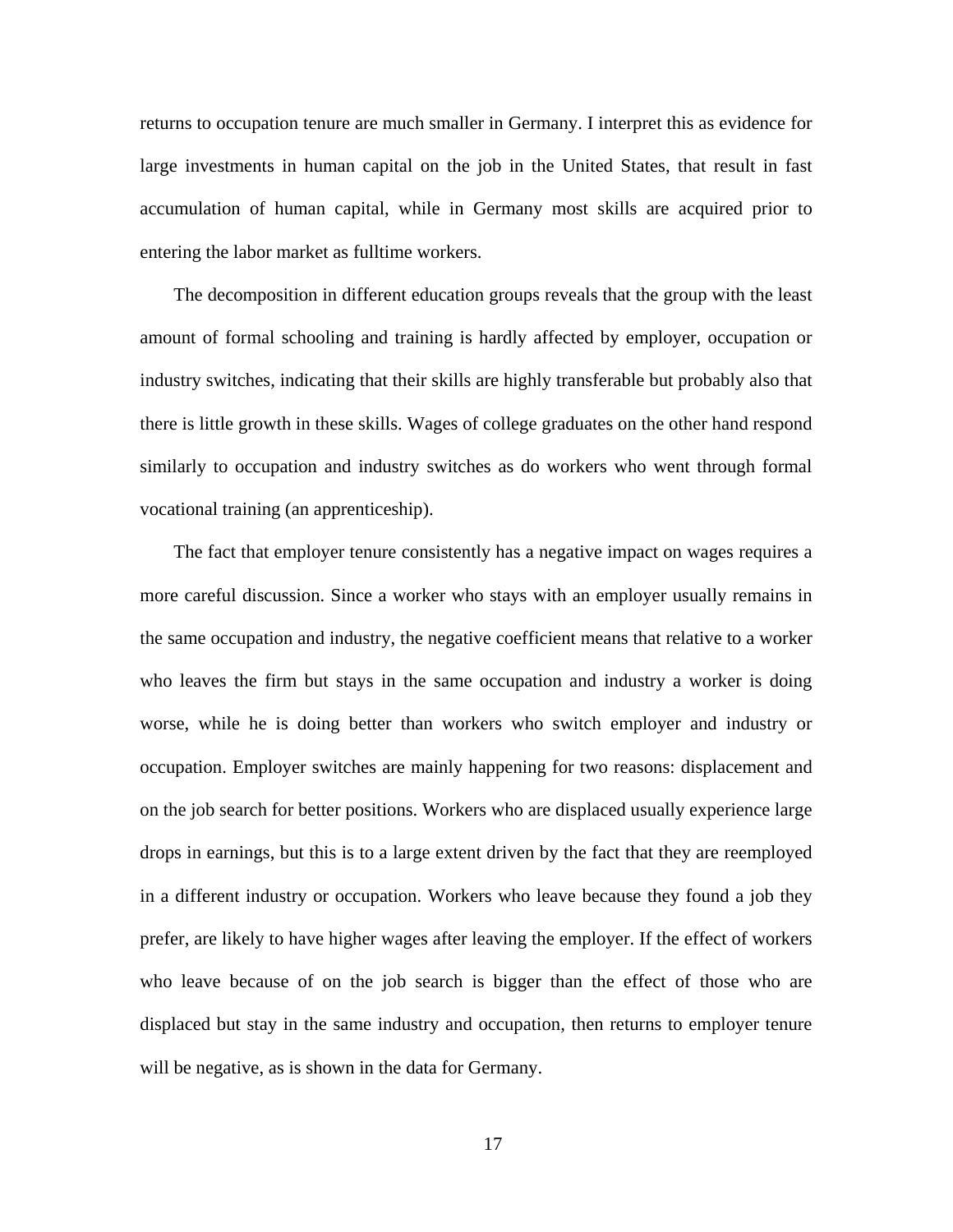returns to occupation tenure are much smaller in Germany. I interpret this as evidence for large investments in human capital on the job in the United States, that result in fast accumulation of human capital, while in Germany most skills are acquired prior to entering the labor market as fulltime workers.

The decomposition in different education groups reveals that the group with the least amount of formal schooling and training is hardly affected by employer, occupation or industry switches, indicating that their skills are highly transferable but probably also that there is little growth in these skills. Wages of college graduates on the other hand respond similarly to occupation and industry switches as do workers who went through formal vocational training (an apprenticeship).

The fact that employer tenure consistently has a negative impact on wages requires a more careful discussion. Since a worker who stays with an employer usually remains in the same occupation and industry, the negative coefficient means that relative to a worker who leaves the firm but stays in the same occupation and industry a worker is doing worse, while he is doing better than workers who switch employer and industry or occupation. Employer switches are mainly happening for two reasons: displacement and on the job search for better positions. Workers who are displaced usually experience large drops in earnings, but this is to a large extent driven by the fact that they are reemployed in a different industry or occupation. Workers who leave because they found a job they prefer, are likely to have higher wages after leaving the employer. If the effect of workers who leave because of on the job search is bigger than the effect of those who are displaced but stay in the same industry and occupation, then returns to employer tenure will be negative, as is shown in the data for Germany.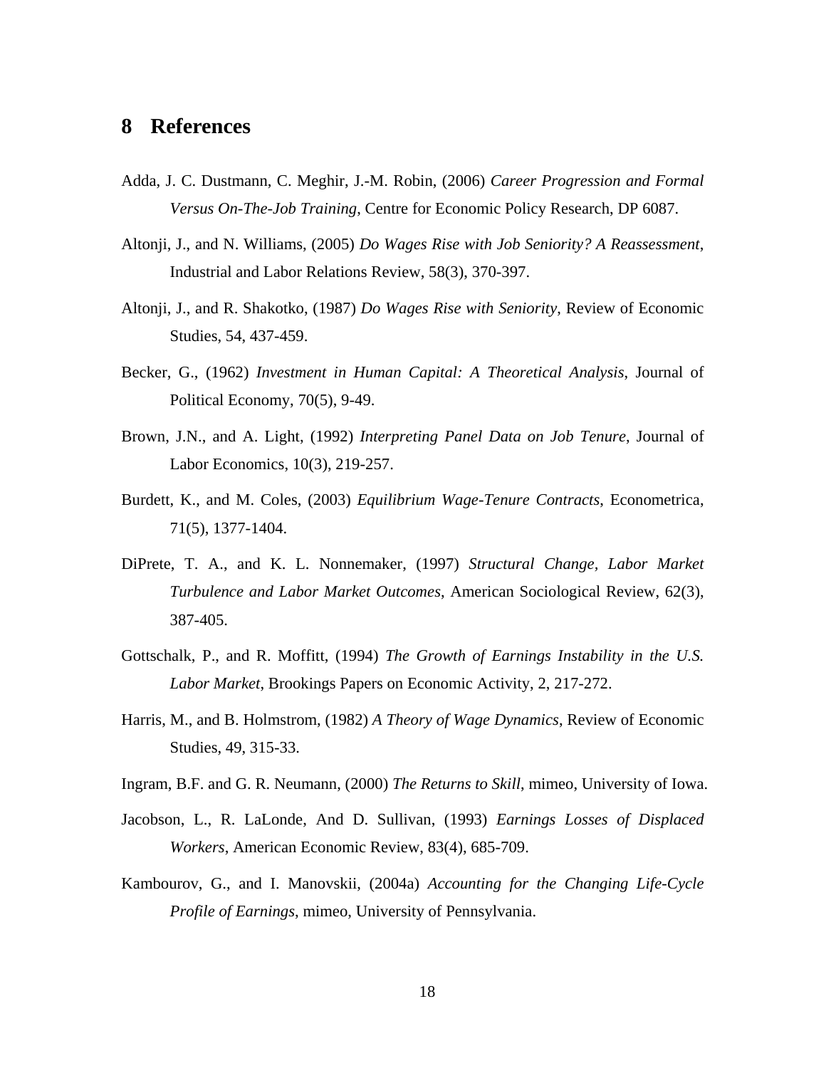# 8 References

Adda, J. C. Dustmann, C. Meghir, J.-M. Robin, (2006) *Career Progression and Formal Versus On-The-Job Training*, Centre for Economic Policy Research, DP 6087.

Altonji, J., and N. Williams, (2005) *Do Wages Rise with Job Seniority? A Reassessment*, Industrial and Labor Relations Review, 58(3), 370-397.

Altonji, J., and R. Shakotko, (1987) *Do Wages Rise with Seniority*, Review of Economic Studies, 54, 437-459.

Becker, G., (1962) *Investment in Human Capital: A Theoretical Analysis*, Journal of Political Economy, 70(5), 9-49.

Brown, J.N., and A. Light, (1992) *Interpreting Panel Data on Job Tenure*, Journal of Labor Economics, 10(3), 219-257.

Burdett, K., and M. Coles, (2003) *Equilibrium Wage-Tenure Contracts*, Econometrica, 71(5), 1377-1404.

DiPrete, T. A., and K. L. Nonnemaker, (1997) *Structural Change, Labor Market Turbulence and Labor Market Outcomes*, American Sociological Review, 62(3), 387-405.

Gottschalk, P., and R. Moffitt, (1994) *The Growth of Earnings Instability in the U.S. Labor Market*, Brookings Papers on Economic Activity, 2, 217-272.

Harris, M., and B. Holmstrom, (1982) *A Theory of Wage Dynamics*, Review of Economic Studies, 49, 315-33.

Ingram, B.F. and G. R. Neumann, (2000) *The Returns to Skill*, mimeo, University of Iowa.

Jacobson, L., R. LaLonde, And D. Sullivan, (1993) *Earnings Losses of Displaced Workers*, American Economic Review, 83(4), 685-709.

Kambourov, G., and I. Manovskii, (2004a) *Accounting for the Changing Life-Cycle Profile of Earnings*, mimeo, University of Pennsylvania.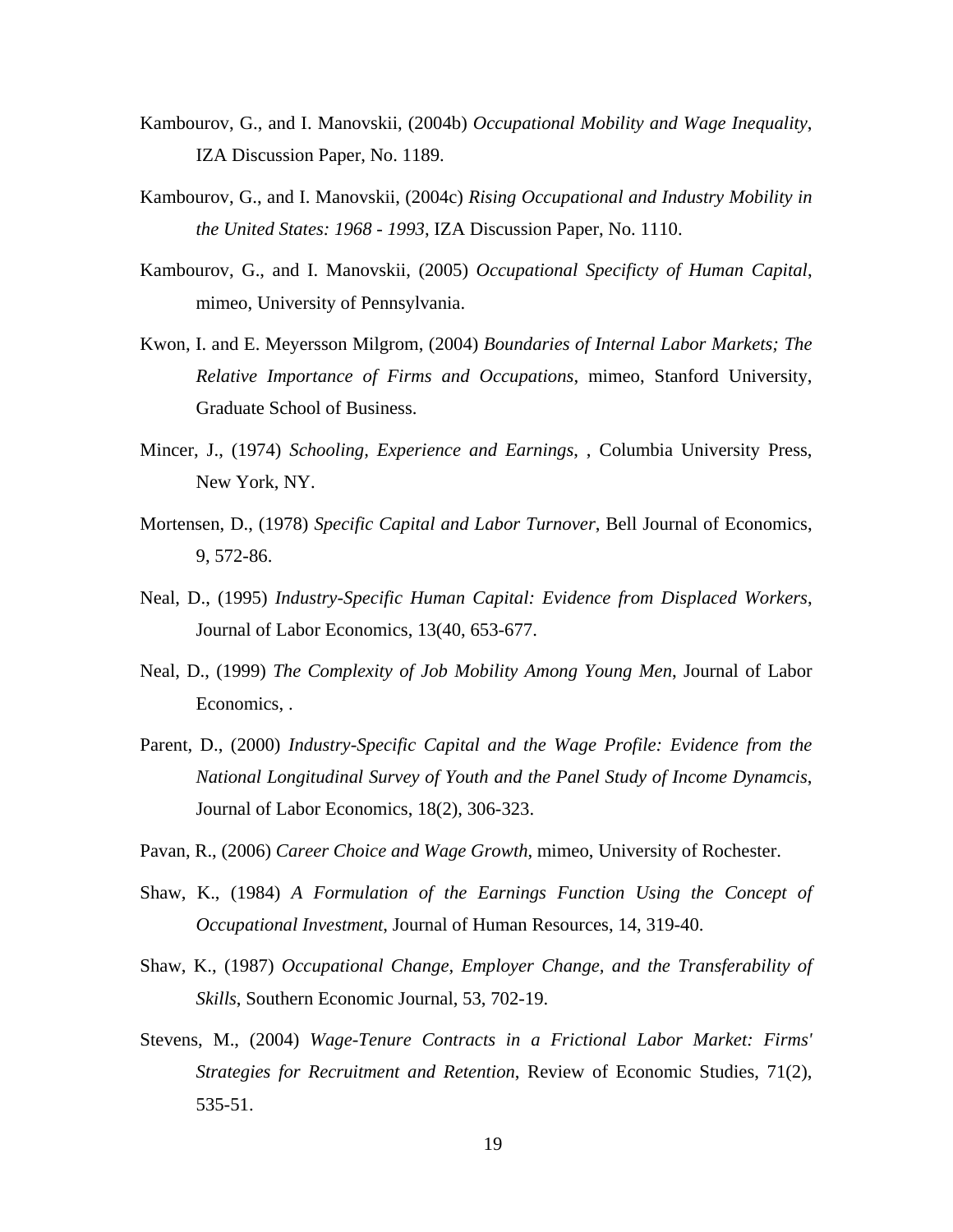Kambourov, G., and I. Manovskii, (2004b) *Occupational Mobility and Wage Inequality*, IZA Discussion Paper, No. 1189.

Kambourov, G., and I. Manovskii, (2004c) *Rising Occupational and Industry Mobility in the United States: 1968 - 1993*, IZA Discussion Paper, No. 1110.

Kambourov, G., and I. Manovskii, (2005) *Occupational Specificty of Human Capital*, mimeo, University of Pennsylvania.

Kwon, I. and E. Meyersson Milgrom, (2004) *Boundaries of Internal Labor Markets; The Relative Importance of Firms and Occupations*, mimeo, Stanford University, Graduate School of Business.

Mincer, J., (1974) *Schooling, Experience and Earnings*, , Columbia University Press, New York, NY.

Mortensen, D., (1978) *Specific Capital and Labor Turnover*, Bell Journal of Economics, 9, 572-86.

Neal, D., (1995) *Industry-Specific Human Capital: Evidence from Displaced Workers*, Journal of Labor Economics, 13(40, 653-677.

Neal, D., (1999) *The Complexity of Job Mobility Among Young Men*, Journal of Labor Economics, .

Parent, D., (2000) *Industry-Specific Capital and the Wage Profile: Evidence from the National Longitudinal Survey of Youth and the Panel Study of Income Dynamcis*, Journal of Labor Economics, 18(2), 306-323.

Pavan, R., (2006) *Career Choice and Wage Growth*, mimeo, University of Rochester.

Shaw, K., (1984) *A Formulation of the Earnings Function Using the Concept of Occupational Investment*, Journal of Human Resources, 14, 319-40.

Shaw, K., (1987) *Occupational Change, Employer Change, and the Transferability of Skills*, Southern Economic Journal, 53, 702-19.

Stevens, M., (2004) *Wage-Tenure Contracts in a Frictional Labor Market: Firms' Strategies for Recruitment and Retention*, Review of Economic Studies, 71(2), 535-51.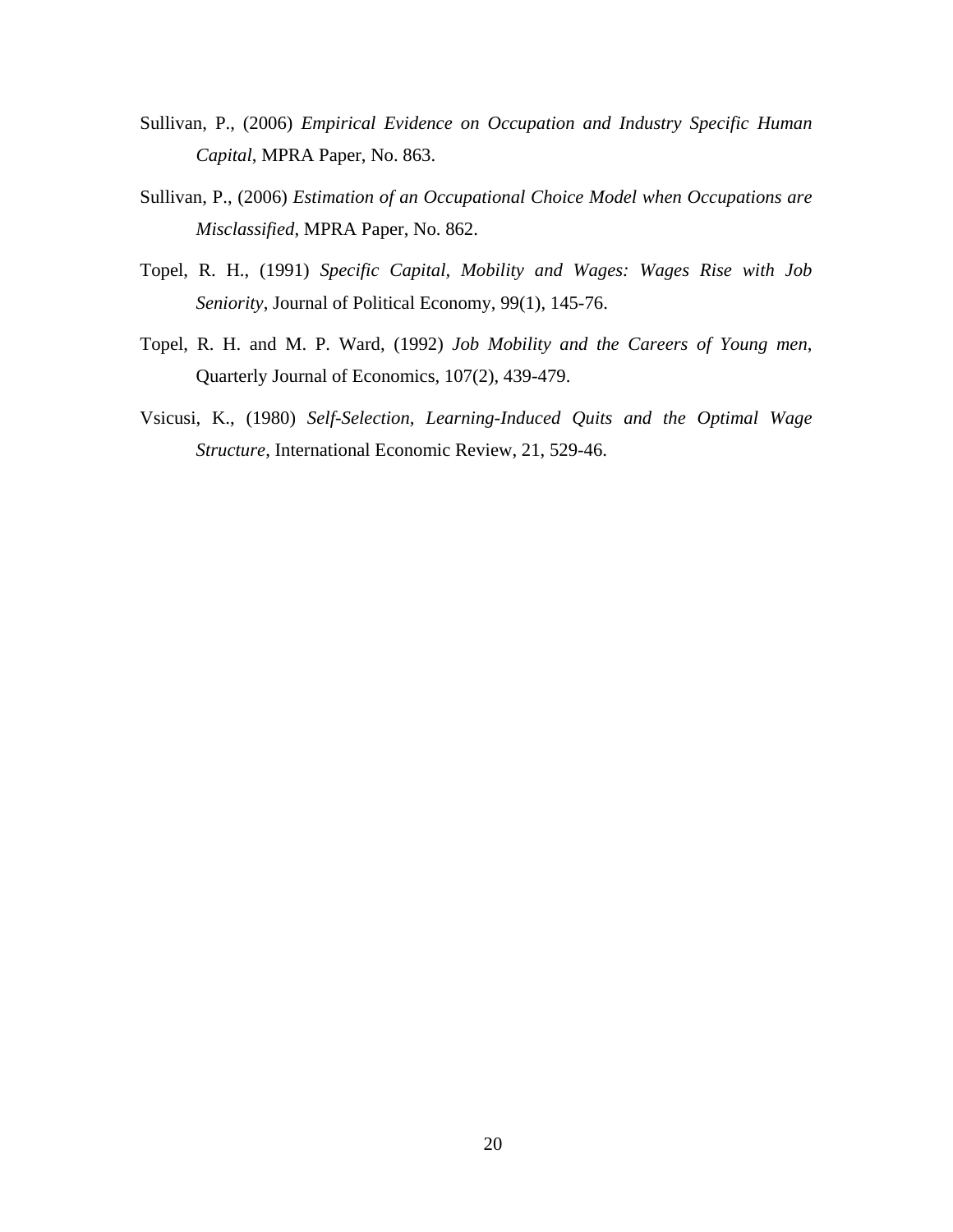Sullivan, P., (2006) *Empirical Evidence on Occupation and Industry Specific Human Capital*, MPRA Paper, No. 863.

Sullivan, P., (2006) *Estimation of an Occupational Choice Model when Occupations are Misclassified*, MPRA Paper, No. 862.

Topel, R. H., (1991) *Specific Capital, Mobility and Wages: Wages Rise with Job Seniority*, Journal of Political Economy, 99(1), 145-76.

Topel, R. H. and M. P. Ward, (1992) *Job Mobility and the Careers of Young men*, Quarterly Journal of Economics, 107(2), 439-479.

Vsicusi, K., (1980) *Self-Selection, Learning-Induced Quits and the Optimal Wage Structure*, International Economic Review, 21, 529-46.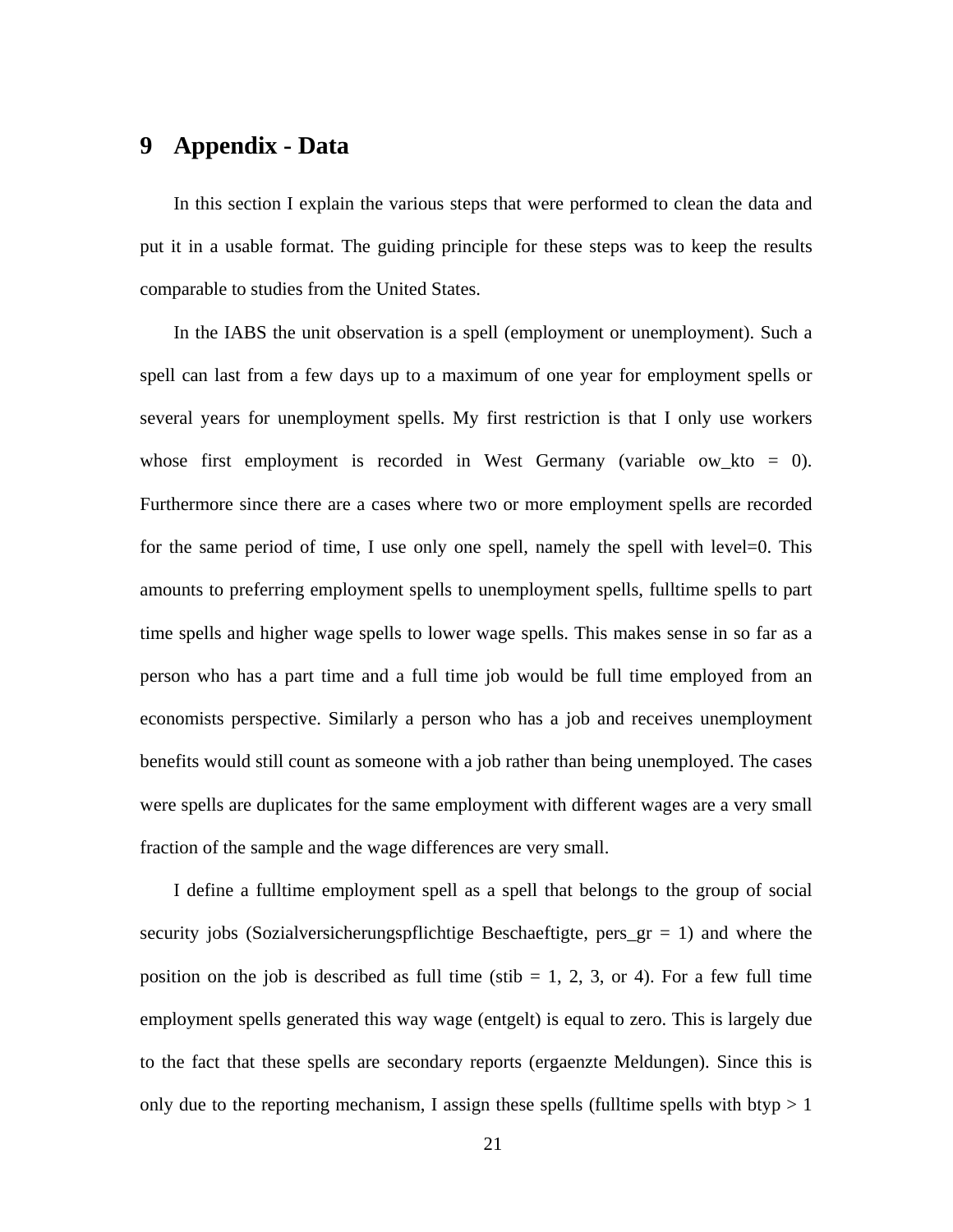# 9 Appendix - Data

In this section I explain the various steps that were performed to clean the data and put it in a usable format. The guiding principle for these steps was to keep the results comparable to studies from the United States.

In the IABS the unit observation is a spell (employment or unemployment). Such a spell can last from a few days up to a maximum of one year for employment spells or several years for unemployment spells. My first restriction is that I only use workers whose first employment is recorded in West Germany (variable ow_kto = 0). Furthermore since there are a cases where two or more employment spells are recorded for the same period of time, I use only one spell, namely the spell with level=0. This amounts to preferring employment spells to unemployment spells, fulltime spells to part time spells and higher wage spells to lower wage spells. This makes sense in so far as a person who has a part time and a full time job would be full time employed from an economists perspective. Similarly a person who has a job and receives unemployment benefits would still count as someone with a job rather than being unemployed. The cases were spells are duplicates for the same employment with different wages are a very small fraction of the sample and the wage differences are very small.

I define a fulltime employment spell as a spell that belongs to the group of social security jobs (Sozialversicherungspflichtige Beschaeftigte, pers_gr = 1) and where the position on the job is described as full time (stib = 1, 2, 3, or 4). For a few full time employment spells generated this way wage (entgelt) is equal to zero. This is largely due to the fact that these spells are secondary reports (ergaenzte Meldungen). Since this is only due to the reporting mechanism, I assign these spells (fulltime spells with btyp > 1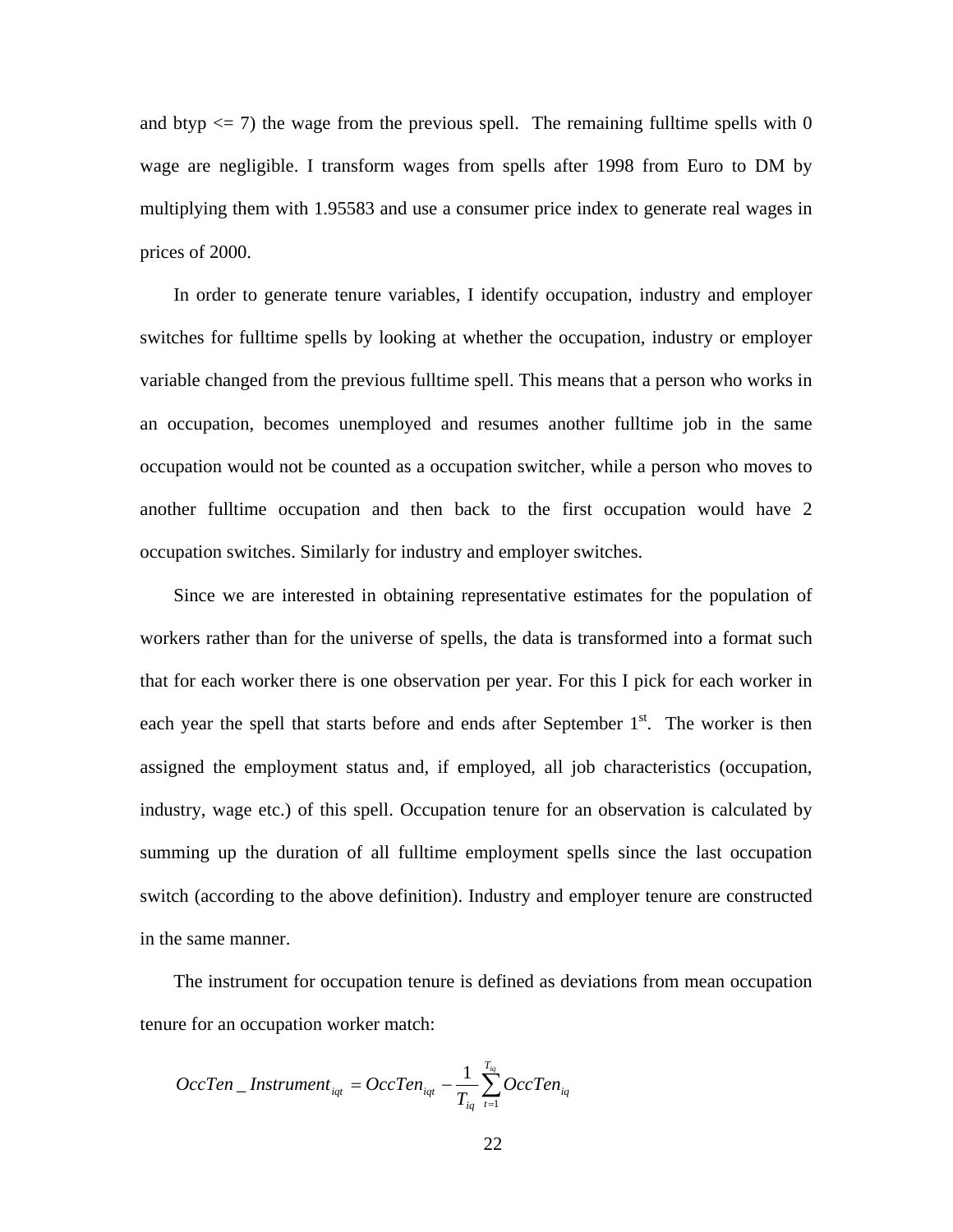and btyp <= 7) the wage from the previous spell. The remaining fulltime spells with 0 wage are negligible. I transform wages from spells after 1998 from Euro to DM by multiplying them with 1.95583 and use a consumer price index to generate real wages in prices of 2000.

In order to generate tenure variables, I identify occupation, industry and employer switches for fulltime spells by looking at whether the occupation, industry or employer variable changed from the previous fulltime spell. This means that a person who works in an occupation, becomes unemployed and resumes another fulltime job in the same occupation would not be counted as a occupation switcher, while a person who moves to another fulltime occupation and then back to the first occupation would have 2 occupation switches. Similarly for industry and employer switches.

Since we are interested in obtaining representative estimates for the population of workers rather than for the universe of spells, the data is transformed into a format such that for each worker there is one observation per year. For this I pick for each worker in each year the spell that starts before and ends after September 1st. The worker is then assigned the employment status and, if employed, all job characteristics (occupation, industry, wage etc.) of this spell. Occupation tenure for an observation is calculated by summing up the duration of all fulltime employment spells since the last occupation switch (according to the above definition). Industry and employer tenure are constructed in the same manner.

The instrument for occupation tenure is defined as deviations from mean occupation tenure for an occupation worker match:

$$OccTen\_Instrument_{iqt} = OccTen_{iqt} - \frac{1}{T_{iq}} \sum_{t=1}^{T_{iq}} OccTen_{iq}$$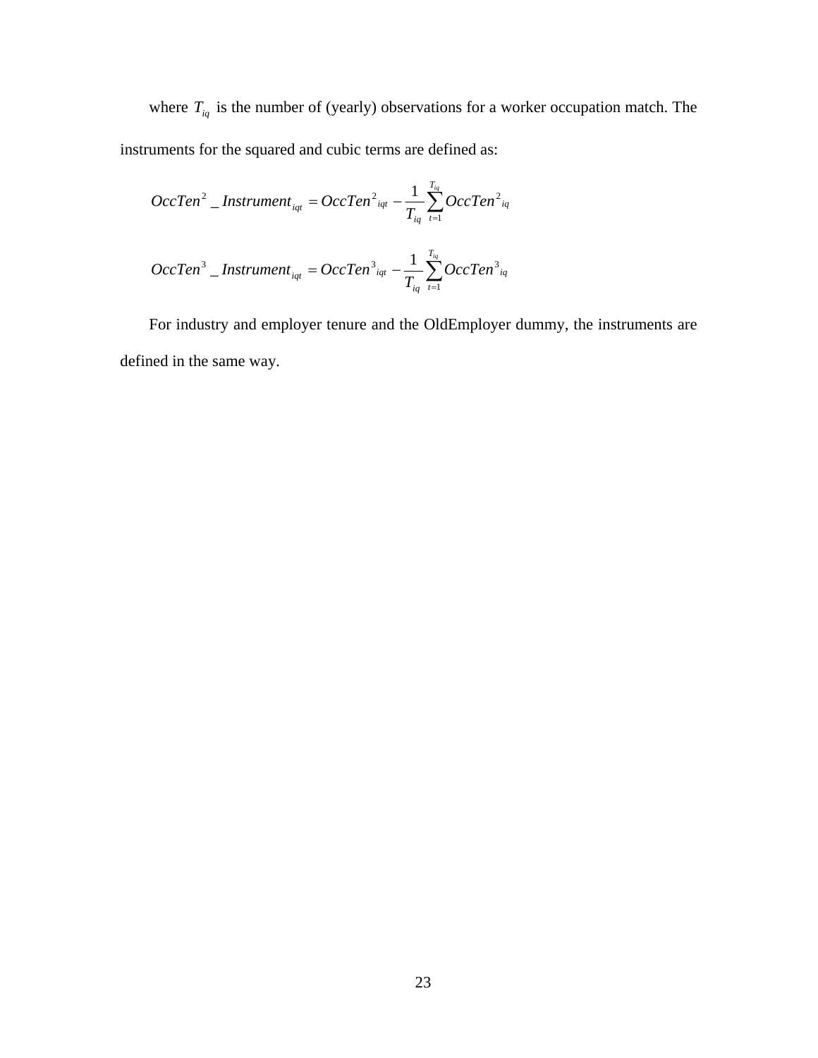where $T_{iq}$ is the number of (yearly) observations for a worker occupation match. The instruments for the squared and cubic terms are defined as:

$$OccTen^2\_Instrument_{iqt} = OccTen^2{}_{iqt} - \frac{1}{T_{iq}} \sum_{t=1}^{T_{iq}} OccTen^2{}_{iq}$$

$$OccTen^3\_Instrument_{iqt} = OccTen^3{}_{iqt} - \frac{1}{T_{iq}} \sum_{t=1}^{T_{iq}} OccTen^3{}_{iq}$$

For industry and employer tenure and the OldEmployer dummy, the instruments are defined in the same way.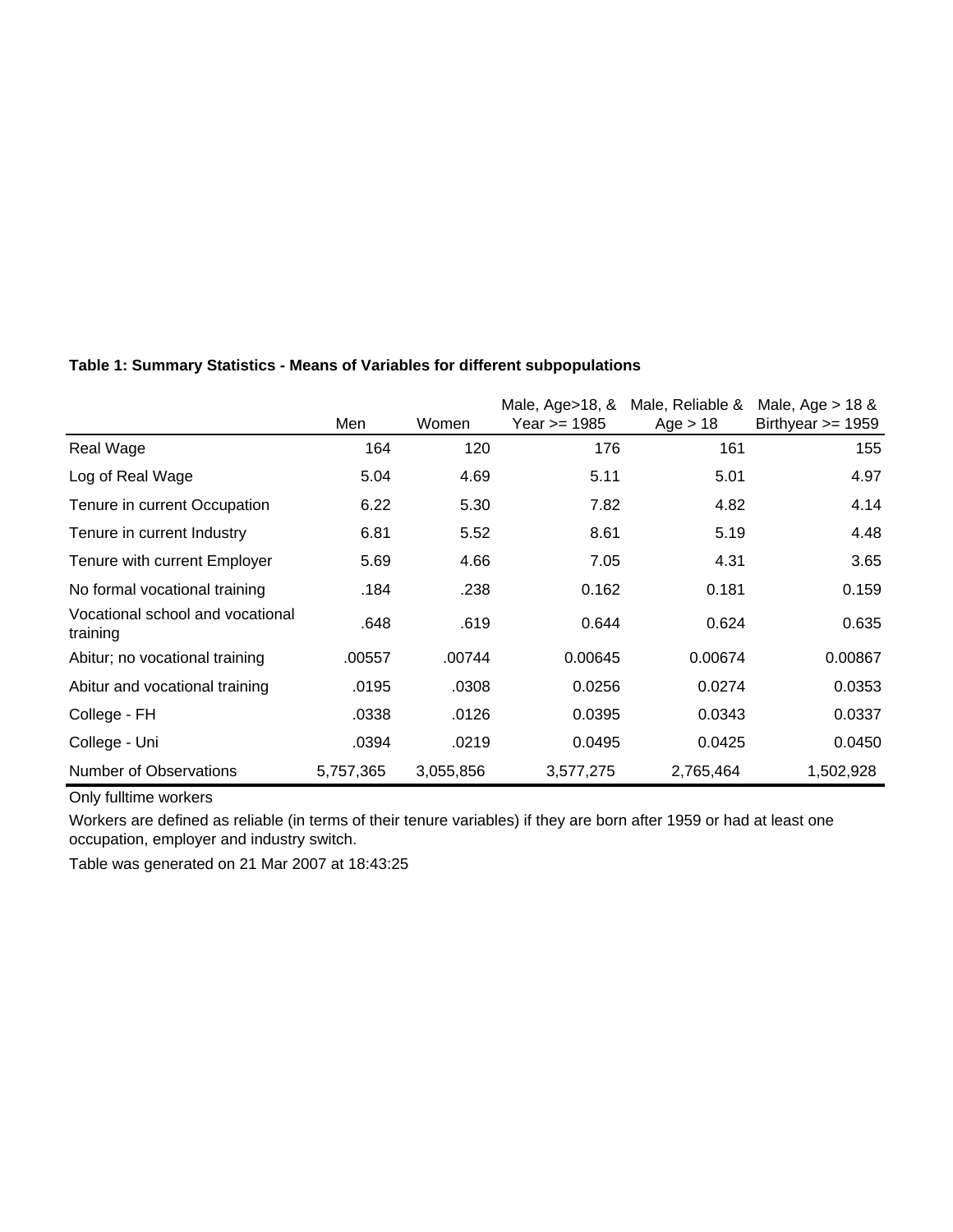**Table 1: Summary Statistics - Means of Variables for different subpopulations**

| | Men | Women | Male, Age>18, & Year >= 1985 | Male, Reliable & Age > 18 | Male, Age > 18 & Birthyear >= 1959 |
|---|---|---|---|---|---|
| Real Wage | 164 | 120 | 176 | 161 | 155 |
| Log of Real Wage | 5.04 | 4.69 | 5.11 | 5.01 | 4.97 |
| Tenure in current Occupation | 6.22 | 5.30 | 7.82 | 4.82 | 4.14 |
| Tenure in current Industry | 6.81 | 5.52 | 8.61 | 5.19 | 4.48 |
| Tenure with current Employer | 5.69 | 4.66 | 7.05 | 4.31 | 3.65 |
| No formal vocational training | .184 | .238 | 0.162 | 0.181 | 0.159 |
| Vocational school and vocational training | .648 | .619 | 0.644 | 0.624 | 0.635 |
| Abitur; no vocational training | .00557 | .00744 | 0.00645 | 0.00674 | 0.00867 |
| Abitur and vocational training | .0195 | .0308 | 0.0256 | 0.0274 | 0.0353 |
| College - FH | .0338 | .0126 | 0.0395 | 0.0343 | 0.0337 |
| College - Uni | .0394 | .0219 | 0.0495 | 0.0425 | 0.0450 |
| Number of Observations | 5,757,365 | 3,055,856 | 3,577,275 | 2,765,464 | 1,502,928 |

Only fulltime workers

Workers are defined as reliable (in terms of their tenure variables) if they are born after 1959 or had at least one occupation, employer and industry switch.

Table was generated on 21 Mar 2007 at 18:43:25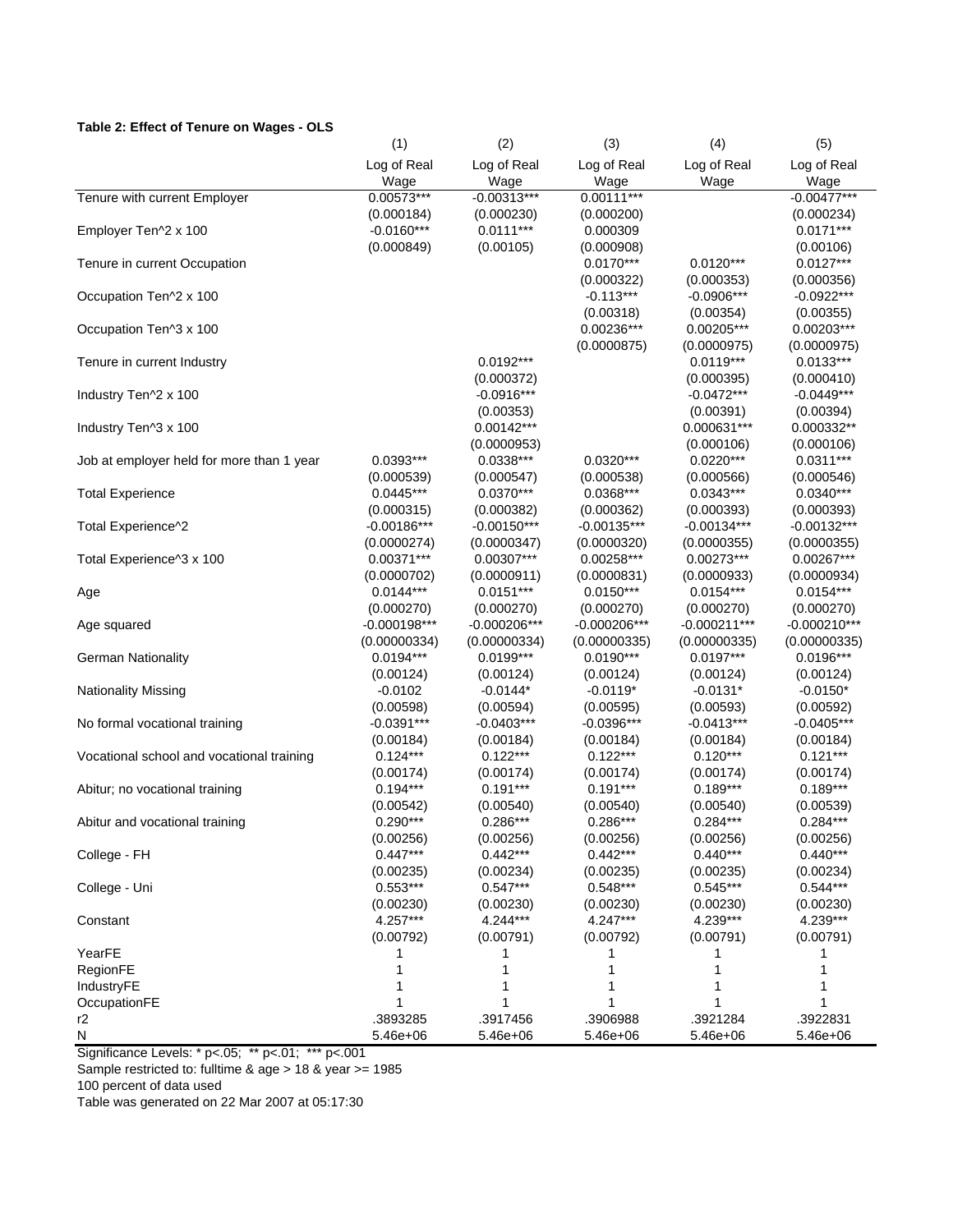**Table 2: Effect of Tenure on Wages - OLS**

| | (1) | (2) | (3) | (4) | (5) |
|---|---|---|---|---|---|
| | Log of Real Wage | Log of Real Wage | Log of Real Wage | Log of Real Wage | Log of Real Wage |
| Tenure with current Employer | 0.00573*** | -0.00313*** | 0.00111*** | | -0.00477*** |
| | (0.000184) | (0.000230) | (0.000200) | | (0.000234) |
| Employer Ten^2 x 100 | -0.0160*** | 0.0111*** | 0.000309 | | 0.0171*** |
| | (0.000849) | (0.00105) | (0.000908) | | (0.00106) |
| Tenure in current Occupation | | | 0.0170*** | 0.0120*** | 0.0127*** |
| | | | (0.000322) | (0.000353) | (0.000356) |
| Occupation Ten^2 x 100 | | | -0.113*** | -0.0906*** | -0.0922*** |
| | | | (0.00318) | (0.00354) | (0.00355) |
| Occupation Ten^3 x 100 | | | 0.00236*** | 0.00205*** | 0.00203*** |
| | | | (0.0000875) | (0.0000975) | (0.0000975) |
| Tenure in current Industry | | 0.0192*** | | 0.0119*** | 0.0133*** |
| | | (0.000372) | | (0.000395) | (0.000410) |
| Industry Ten^2 x 100 | | -0.0916*** | | -0.0472*** | -0.0449*** |
| | | (0.00353) | | (0.00391) | (0.00394) |
| Industry Ten^3 x 100 | | 0.00142*** | | 0.000631*** | 0.000332** |
| | | (0.0000953) | | (0.000106) | (0.000106) |
| Job at employer held for more than 1 year | 0.0393*** | 0.0338*** | 0.0320*** | 0.0220*** | 0.0311*** |
| | (0.000539) | (0.000547) | (0.000538) | (0.000566) | (0.000546) |
| Total Experience | 0.0445*** | 0.0370*** | 0.0368*** | 0.0343*** | 0.0340*** |
| | (0.000315) | (0.000382) | (0.000362) | (0.000393) | (0.000393) |
| Total Experience^2 | -0.00186*** | -0.00150*** | -0.00135*** | -0.00134*** | -0.00132*** |
| | (0.0000274) | (0.0000347) | (0.0000320) | (0.0000355) | (0.0000355) |
| Total Experience^3 x 100 | 0.00371*** | 0.00307*** | 0.00258*** | 0.00273*** | 0.00267*** |
| | (0.0000702) | (0.0000911) | (0.0000831) | (0.0000933) | (0.0000934) |
| Age | 0.0144*** | 0.0151*** | 0.0150*** | 0.0154*** | 0.0154*** |
| | (0.000270) | (0.000270) | (0.000270) | (0.000270) | (0.000270) |
| Age squared | -0.000198*** | -0.000206*** | -0.000206*** | -0.000211*** | -0.000210*** |
| | (0.00000334) | (0.00000334) | (0.00000335) | (0.00000335) | (0.00000335) |
| German Nationality | 0.0194*** | 0.0199*** | 0.0190*** | 0.0197*** | 0.0196*** |
| | (0.00124) | (0.00124) | (0.00124) | (0.00124) | (0.00124) |
| Nationality Missing | -0.0102 | -0.0144* | -0.0119* | -0.0131* | -0.0150* |
| | (0.00598) | (0.00594) | (0.00595) | (0.00593) | (0.00592) |
| No formal vocational training | -0.0391*** | -0.0403*** | -0.0396*** | -0.0413*** | -0.0405*** |
| | (0.00184) | (0.00184) | (0.00184) | (0.00184) | (0.00184) |
| Vocational school and vocational training | 0.124*** | 0.122*** | 0.122*** | 0.120*** | 0.121*** |
| | (0.00174) | (0.00174) | (0.00174) | (0.00174) | (0.00174) |
| Abitur; no vocational training | 0.194*** | 0.191*** | 0.191*** | 0.189*** | 0.189*** |
| | (0.00542) | (0.00540) | (0.00540) | (0.00540) | (0.00539) |
| Abitur and vocational training | 0.290*** | 0.286*** | 0.286*** | 0.284*** | 0.284*** |
| | (0.00256) | (0.00256) | (0.00256) | (0.00256) | (0.00256) |
| College - FH | 0.447*** | 0.442*** | 0.442*** | 0.440*** | 0.440*** |
| | (0.00235) | (0.00234) | (0.00235) | (0.00235) | (0.00234) |
| College - Uni | 0.553*** | 0.547*** | 0.548*** | 0.545*** | 0.544*** |
| | (0.00230) | (0.00230) | (0.00230) | (0.00230) | (0.00230) |
| Constant | 4.257*** | 4.244*** | 4.247*** | 4.239*** | 4.239*** |
| | (0.00792) | (0.00791) | (0.00792) | (0.00791) | (0.00791) |
| YearFE | 1 | 1 | 1 | 1 | 1 |
| RegionFE | 1 | 1 | 1 | 1 | 1 |
| IndustryFE | 1 | 1 | 1 | 1 | 1 |
| OccupationFE | 1 | 1 | 1 | 1 | 1 |
| r2 | .3893285 | .3917456 | .3906988 | .3921284 | .3922831 |
| N | 5.46e+06 | 5.46e+06 | 5.46e+06 | 5.46e+06 | 5.46e+06 |

Significance Levels: * p<.05; ** p<.01; *** p<.001

Sample restricted to: fulltime & age > 18 & year >= 1985

100 percent of data used

Table was generated on 22 Mar 2007 at 05:17:30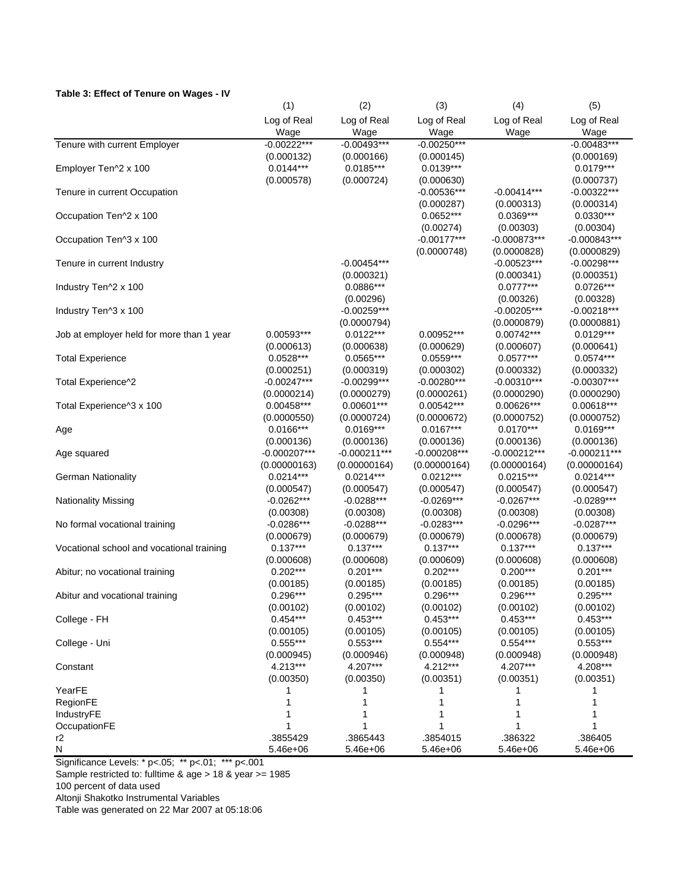**Table 3: Effect of Tenure on Wages - IV**

| | (1) | (2) | (3) | (4) | (5) |
|---|---|---|---|---|---|
| | Log of Real Wage | Log of Real Wage | Log of Real Wage | Log of Real Wage | Log of Real Wage |
| Tenure with current Employer | -0.00222*** | -0.00493*** | -0.00250*** | | -0.00483*** |
| | (0.000132) | (0.000166) | (0.000145) | | (0.000169) |
| Employer Ten^2 x 100 | 0.0144*** | 0.0185*** | 0.0139*** | | 0.0179*** |
| | (0.000578) | (0.000724) | (0.000630) | | (0.000737) |
| Tenure in current Occupation | | | -0.00536*** | -0.00414*** | -0.00322*** |
| | | | (0.000287) | (0.000313) | (0.000314) |
| Occupation Ten^2 x 100 | | | 0.0652*** | 0.0369*** | 0.0330*** |
| | | | (0.00274) | (0.00303) | (0.00304) |
| Occupation Ten^3 x 100 | | | -0.00177*** | -0.000873*** | -0.000843*** |
| | | | (0.0000748) | (0.0000828) | (0.0000829) |
| Tenure in current Industry | | -0.00454*** | | -0.00523*** | -0.00298*** |
| | | (0.000321) | | (0.000341) | (0.000351) |
| Industry Ten^2 x 100 | | 0.0886*** | | 0.0777*** | 0.0726*** |
| | | (0.00296) | | (0.00326) | (0.00328) |
| Industry Ten^3 x 100 | | -0.00259*** | | -0.00205*** | -0.00218*** |
| | | (0.0000794) | | (0.0000879) | (0.0000881) |
| Job at employer held for more than 1 year | 0.00593*** | 0.0122*** | 0.00952*** | 0.00742*** | 0.0129*** |
| | (0.000613) | (0.000638) | (0.000629) | (0.000607) | (0.000641) |
| Total Experience | 0.0528*** | 0.0565*** | 0.0559*** | 0.0577*** | 0.0574*** |
| | (0.000251) | (0.000319) | (0.000302) | (0.000332) | (0.000332) |
| Total Experience^2 | -0.00247*** | -0.00299*** | -0.00280*** | -0.00310*** | -0.00307*** |
| | (0.0000214) | (0.0000279) | (0.0000261) | (0.0000290) | (0.0000290) |
| Total Experience^3 x 100 | 0.00458*** | 0.00601*** | 0.00542*** | 0.00626*** | 0.00618*** |
| | (0.0000550) | (0.0000724) | (0.0000672) | (0.0000752) | (0.0000752) |
| Age | 0.0166*** | 0.0169*** | 0.0167*** | 0.0170*** | 0.0169*** |
| | (0.000136) | (0.000136) | (0.000136) | (0.000136) | (0.000136) |
| Age squared | -0.000207*** | -0.000211*** | -0.000208*** | -0.000212*** | -0.000211*** |
| | (0.00000163) | (0.00000164) | (0.00000164) | (0.00000164) | (0.00000164) |
| German Nationality | 0.0214*** | 0.0214*** | 0.0212*** | 0.0215*** | 0.0214*** |
| | (0.000547) | (0.000547) | (0.000547) | (0.000547) | (0.000547) |
| Nationality Missing | -0.0262*** | -0.0288*** | -0.0269*** | -0.0267*** | -0.0289*** |
| | (0.00308) | (0.00308) | (0.00308) | (0.00308) | (0.00308) |
| No formal vocational training | -0.0286*** | -0.0288*** | -0.0283*** | -0.0296*** | -0.0287*** |
| | (0.000679) | (0.000679) | (0.000679) | (0.000678) | (0.000679) |
| Vocational school and vocational training | 0.137*** | 0.137*** | 0.137*** | 0.137*** | 0.137*** |
| | (0.000608) | (0.000608) | (0.000609) | (0.000608) | (0.000608) |
| Abitur; no vocational training | 0.202*** | 0.201*** | 0.202*** | 0.200*** | 0.201*** |
| | (0.00185) | (0.00185) | (0.00185) | (0.00185) | (0.00185) |
| Abitur and vocational training | 0.296*** | 0.295*** | 0.296*** | 0.296*** | 0.295*** |
| | (0.00102) | (0.00102) | (0.00102) | (0.00102) | (0.00102) |
| College - FH | 0.454*** | 0.453*** | 0.453*** | 0.453*** | 0.453*** |
| | (0.00105) | (0.00105) | (0.00105) | (0.00105) | (0.00105) |
| College - Uni | 0.555*** | 0.553*** | 0.554*** | 0.554*** | 0.553*** |
| | (0.000945) | (0.000946) | (0.000948) | (0.000948) | (0.000948) |
| Constant | 4.213*** | 4.207*** | 4.212*** | 4.207*** | 4.208*** |
| | (0.00350) | (0.00350) | (0.00351) | (0.00351) | (0.00351) |
| YearFE | 1 | 1 | 1 | 1 | 1 |
| RegionFE | 1 | 1 | 1 | 1 | 1 |
| IndustryFE | 1 | 1 | 1 | 1 | 1 |
| OccupationFE | 1 | 1 | 1 | 1 | 1 |
| r2 | .3855429 | .3865443 | .3854015 | .386322 | .386405 |
| N | 5.46e+06 | 5.46e+06 | 5.46e+06 | 5.46e+06 | 5.46e+06 |

Significance Levels: * p<.05; ** p<.01; *** p<.001

Sample restricted to: fulltime & age > 18 & year >= 1985

100 percent of data used

Altonji Shakotko Instrumental Variables

Table was generated on 22 Mar 2007 at 05:18:06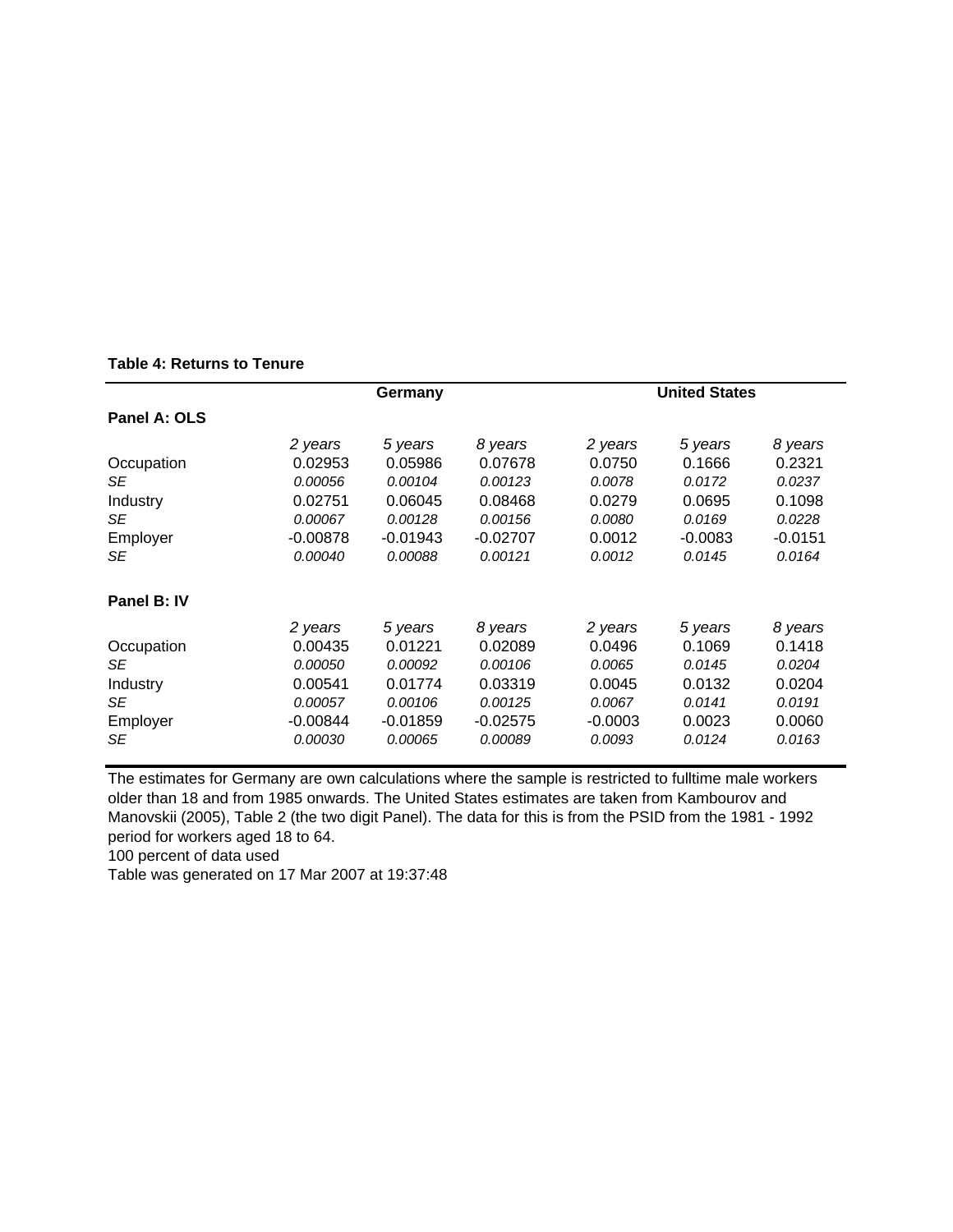**Table 4: Returns to Tenure**

| | Germany | | | United States | | |
|---|---|---|---|---|---|---|
| **Panel A: OLS** | | | | | | |
| | *2 years* | *5 years* | *8 years* | *2 years* | *5 years* | *8 years* |
| Occupation | 0.02953 | 0.05986 | 0.07678 | 0.0750 | 0.1666 | 0.2321 |
| *SE* | *0.00056* | *0.00104* | *0.00123* | *0.0078* | *0.0172* | *0.0237* |
| Industry | 0.02751 | 0.06045 | 0.08468 | 0.0279 | 0.0695 | 0.1098 |
| *SE* | *0.00067* | *0.00128* | *0.00156* | *0.0080* | *0.0169* | *0.0228* |
| Employer | -0.00878 | -0.01943 | -0.02707 | 0.0012 | -0.0083 | -0.0151 |
| *SE* | *0.00040* | *0.00088* | *0.00121* | *0.0012* | *0.0145* | *0.0164* |
| **Panel B: IV** | | | | | | |
| | *2 years* | *5 years* | *8 years* | *2 years* | *5 years* | *8 years* |
| Occupation | 0.00435 | 0.01221 | 0.02089 | 0.0496 | 0.1069 | 0.1418 |
| *SE* | *0.00050* | *0.00092* | *0.00106* | *0.0065* | *0.0145* | *0.0204* |
| Industry | 0.00541 | 0.01774 | 0.03319 | 0.0045 | 0.0132 | 0.0204 |
| *SE* | *0.00057* | *0.00106* | *0.00125* | *0.0067* | *0.0141* | *0.0191* |
| Employer | -0.00844 | -0.01859 | -0.02575 | -0.0003 | 0.0023 | 0.0060 |
| *SE* | *0.00030* | *0.00065* | *0.00089* | *0.0093* | *0.0124* | *0.0163* |

The estimates for Germany are own calculations where the sample is restricted to fulltime male workers older than 18 and from 1985 onwards. The United States estimates are taken from Kambourov and Manovskii (2005), Table 2 (the two digit Panel). The data for this is from the PSID from the 1981 - 1992 period for workers aged 18 to 64.

100 percent of data used

Table was generated on 17 Mar 2007 at 19:37:48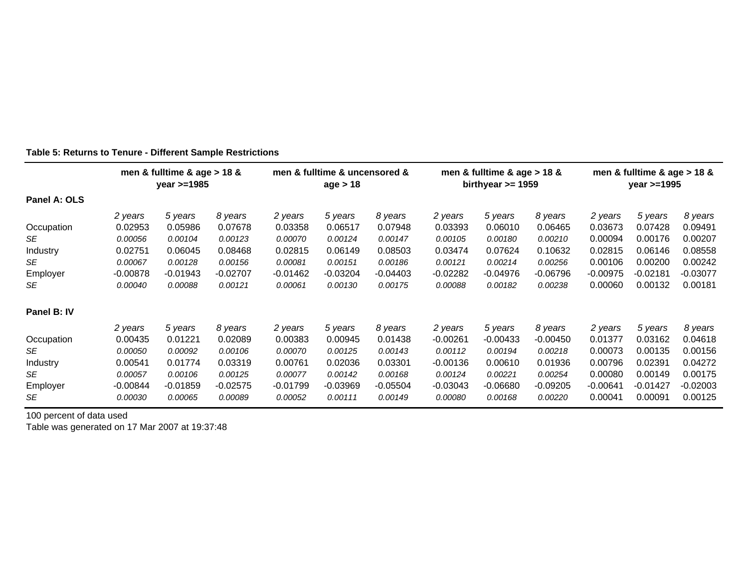**Table 5: Returns to Tenure - Different Sample Restrictions**

| | men & fulltime & age > 18 & year >=1985 | | | men & fulltime & uncensored & age > 18 | | | men & fulltime & age > 18 & birthyear >= 1959 | | | men & fulltime & age > 18 & year >=1995 | | |
|---|---|---|---|---|---|---|---|---|---|---|---|---|
| **Panel A: OLS** | | | | | | | | | | | | |
| | *2 years* | *5 years* | *8 years* | *2 years* | *5 years* | *8 years* | *2 years* | *5 years* | *8 years* | *2 years* | *5 years* | *8 years* |
| Occupation | 0.02953 | 0.05986 | 0.07678 | 0.03358 | 0.06517 | 0.07948 | 0.03393 | 0.06010 | 0.06465 | 0.03673 | 0.07428 | 0.09491 |
| *SE* | *0.00056* | *0.00104* | *0.00123* | *0.00070* | *0.00124* | *0.00147* | *0.00105* | *0.00180* | *0.00210* | 0.00094 | 0.00176 | 0.00207 |
| Industry | 0.02751 | 0.06045 | 0.08468 | 0.02815 | 0.06149 | 0.08503 | 0.03474 | 0.07624 | 0.10632 | 0.02815 | 0.06146 | 0.08558 |
| *SE* | *0.00067* | *0.00128* | *0.00156* | *0.00081* | *0.00151* | *0.00186* | *0.00121* | *0.00214* | *0.00256* | 0.00106 | 0.00200 | 0.00242 |
| Employer | -0.00878 | -0.01943 | -0.02707 | -0.01462 | -0.03204 | -0.04403 | -0.02282 | -0.04976 | -0.06796 | -0.00975 | -0.02181 | -0.03077 |
| *SE* | *0.00040* | *0.00088* | *0.00121* | *0.00061* | *0.00130* | *0.00175* | *0.00088* | *0.00182* | *0.00238* | 0.00060 | 0.00132 | 0.00181 |
| **Panel B: IV** | | | | | | | | | | | | |
| | *2 years* | *5 years* | *8 years* | *2 years* | *5 years* | *8 years* | *2 years* | *5 years* | *8 years* | *2 years* | *5 years* | *8 years* |
| Occupation | 0.00435 | 0.01221 | 0.02089 | 0.00383 | 0.00945 | 0.01438 | -0.00261 | -0.00433 | -0.00450 | 0.01377 | 0.03162 | 0.04618 |
| *SE* | *0.00050* | *0.00092* | *0.00106* | *0.00070* | *0.00125* | *0.00143* | *0.00112* | *0.00194* | *0.00218* | 0.00073 | 0.00135 | 0.00156 |
| Industry | 0.00541 | 0.01774 | 0.03319 | 0.00761 | 0.02036 | 0.03301 | -0.00136 | 0.00610 | 0.01936 | 0.00796 | 0.02391 | 0.04272 |
| *SE* | *0.00057* | *0.00106* | *0.00125* | *0.00077* | *0.00142* | *0.00168* | *0.00124* | *0.00221* | *0.00254* | 0.00080 | 0.00149 | 0.00175 |
| Employer | -0.00844 | -0.01859 | -0.02575 | -0.01799 | -0.03969 | -0.05504 | -0.03043 | -0.06680 | -0.09205 | -0.00641 | -0.01427 | -0.02003 |
| *SE* | *0.00030* | *0.00065* | *0.00089* | *0.00052* | *0.00111* | *0.00149* | *0.00080* | *0.00168* | *0.00220* | 0.00041 | 0.00091 | 0.00125 |

100 percent of data used

Table was generated on 17 Mar 2007 at 19:37:48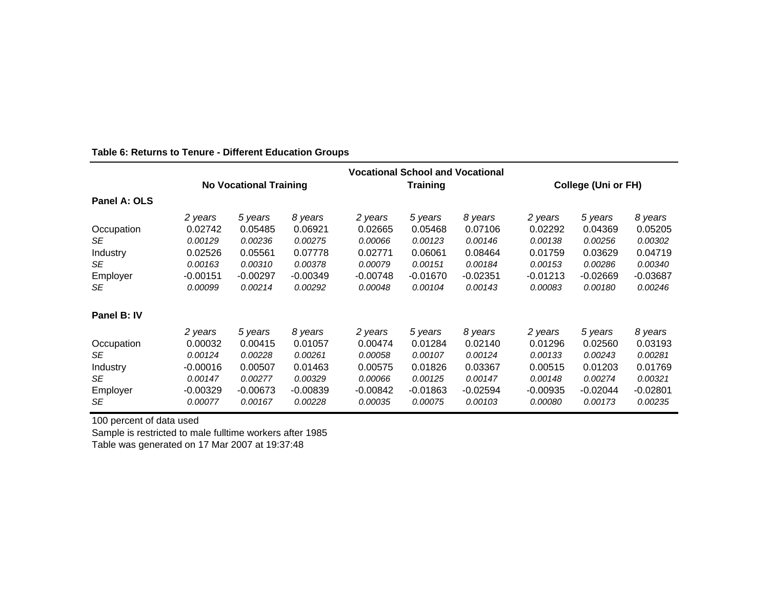**Table 6: Returns to Tenure - Different Education Groups**

| | No Vocational Training | | | Vocational School and Vocational Training | | | College (Uni or FH) | | |
|---|---|---|---|---|---|---|---|---|---|
| **Panel A: OLS** | | | | | | | | | |
| | *2 years* | *5 years* | *8 years* | *2 years* | *5 years* | *8 years* | *2 years* | *5 years* | *8 years* |
| Occupation | 0.02742 | 0.05485 | 0.06921 | 0.02665 | 0.05468 | 0.07106 | 0.02292 | 0.04369 | 0.05205 |
| *SE* | *0.00129* | *0.00236* | *0.00275* | *0.00066* | *0.00123* | *0.00146* | *0.00138* | *0.00256* | *0.00302* |
| Industry | 0.02526 | 0.05561 | 0.07778 | 0.02771 | 0.06061 | 0.08464 | 0.01759 | 0.03629 | 0.04719 |
| *SE* | *0.00163* | *0.00310* | *0.00378* | *0.00079* | *0.00151* | *0.00184* | *0.00153* | *0.00286* | *0.00340* |
| Employer | -0.00151 | -0.00297 | -0.00349 | -0.00748 | -0.01670 | -0.02351 | -0.01213 | -0.02669 | -0.03687 |
| *SE* | *0.00099* | *0.00214* | *0.00292* | *0.00048* | *0.00104* | *0.00143* | *0.00083* | *0.00180* | *0.00246* |
| **Panel B: IV** | | | | | | | | | |
| | *2 years* | *5 years* | *8 years* | *2 years* | *5 years* | *8 years* | *2 years* | *5 years* | *8 years* |
| Occupation | 0.00032 | 0.00415 | 0.01057 | 0.00474 | 0.01284 | 0.02140 | 0.01296 | 0.02560 | 0.03193 |
| *SE* | *0.00124* | *0.00228* | *0.00261* | *0.00058* | *0.00107* | *0.00124* | *0.00133* | *0.00243* | *0.00281* |
| Industry | -0.00016 | 0.00507 | 0.01463 | 0.00575 | 0.01826 | 0.03367 | 0.00515 | 0.01203 | 0.01769 |
| *SE* | *0.00147* | *0.00277* | *0.00329* | *0.00066* | *0.00125* | *0.00147* | *0.00148* | *0.00274* | *0.00321* |
| Employer | -0.00329 | -0.00673 | -0.00839 | -0.00842 | -0.01863 | -0.02594 | -0.00935 | -0.02044 | -0.02801 |
| *SE* | *0.00077* | *0.00167* | *0.00228* | *0.00035* | *0.00075* | *0.00103* | *0.00080* | *0.00173* | *0.00235* |

100 percent of data used

Sample is restricted to male fulltime workers after 1985

Table was generated on 17 Mar 2007 at 19:37:48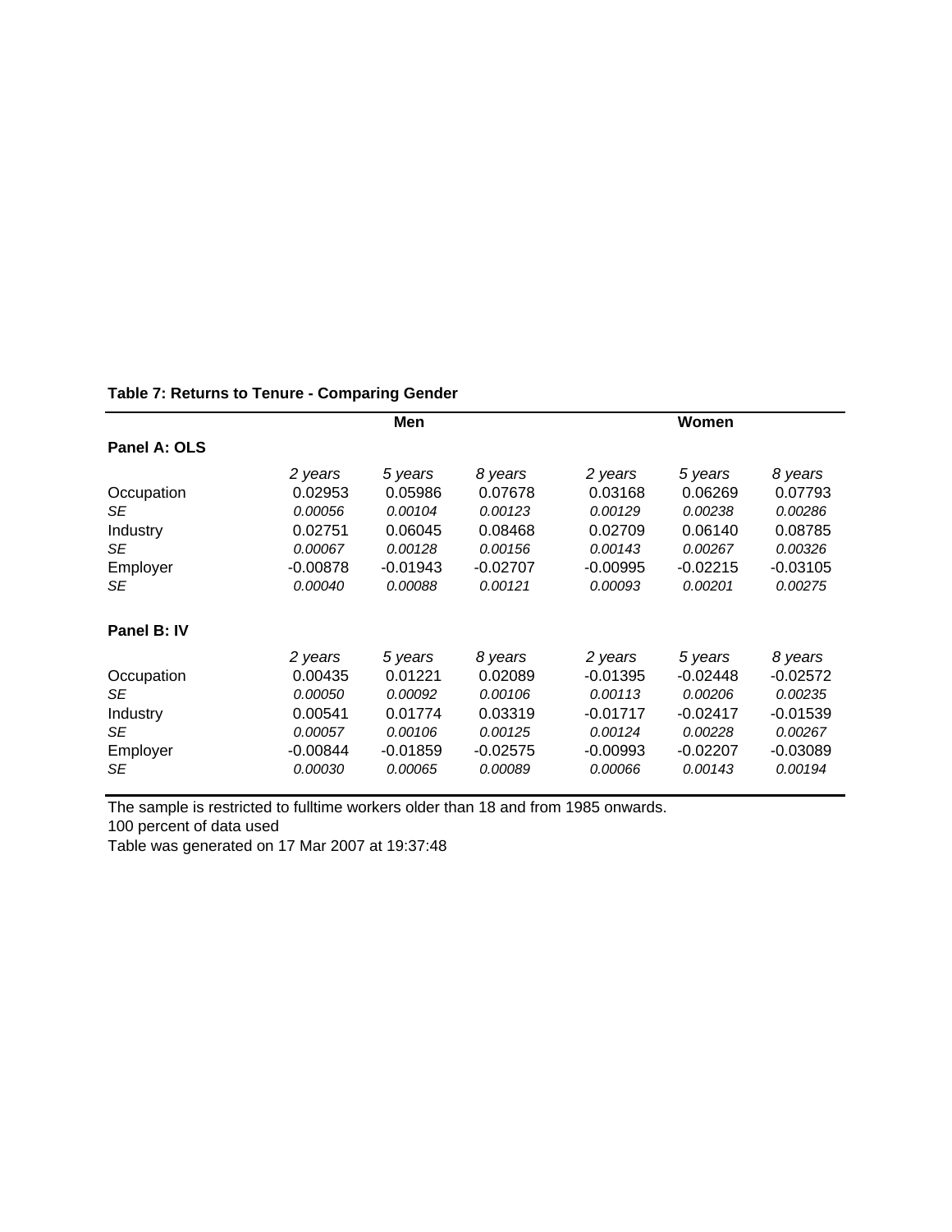**Table 7: Returns to Tenure - Comparing Gender**

| | Men | | | Women | | |
|---|---|---|---|---|---|---|
| **Panel A: OLS** | | | | | | |
| | *2 years* | *5 years* | *8 years* | *2 years* | *5 years* | *8 years* |
| Occupation | 0.02953 | 0.05986 | 0.07678 | 0.03168 | 0.06269 | 0.07793 |
| *SE* | *0.00056* | *0.00104* | *0.00123* | *0.00129* | *0.00238* | *0.00286* |
| Industry | 0.02751 | 0.06045 | 0.08468 | 0.02709 | 0.06140 | 0.08785 |
| *SE* | *0.00067* | *0.00128* | *0.00156* | *0.00143* | *0.00267* | *0.00326* |
| Employer | -0.00878 | -0.01943 | -0.02707 | -0.00995 | -0.02215 | -0.03105 |
| *SE* | *0.00040* | *0.00088* | *0.00121* | *0.00093* | *0.00201* | *0.00275* |
| **Panel B: IV** | | | | | | |
| | *2 years* | *5 years* | *8 years* | *2 years* | *5 years* | *8 years* |
| Occupation | 0.00435 | 0.01221 | 0.02089 | -0.01395 | -0.02448 | -0.02572 |
| *SE* | *0.00050* | *0.00092* | *0.00106* | *0.00113* | *0.00206* | *0.00235* |
| Industry | 0.00541 | 0.01774 | 0.03319 | -0.01717 | -0.02417 | -0.01539 |
| *SE* | *0.00057* | *0.00106* | *0.00125* | *0.00124* | *0.00228* | *0.00267* |
| Employer | -0.00844 | -0.01859 | -0.02575 | -0.00993 | -0.02207 | -0.03089 |
| *SE* | *0.00030* | *0.00065* | *0.00089* | *0.00066* | *0.00143* | *0.00194* |

The sample is restricted to fulltime workers older than 18 and from 1985 onwards.
100 percent of data used
Table was generated on 17 Mar 2007 at 19:37:48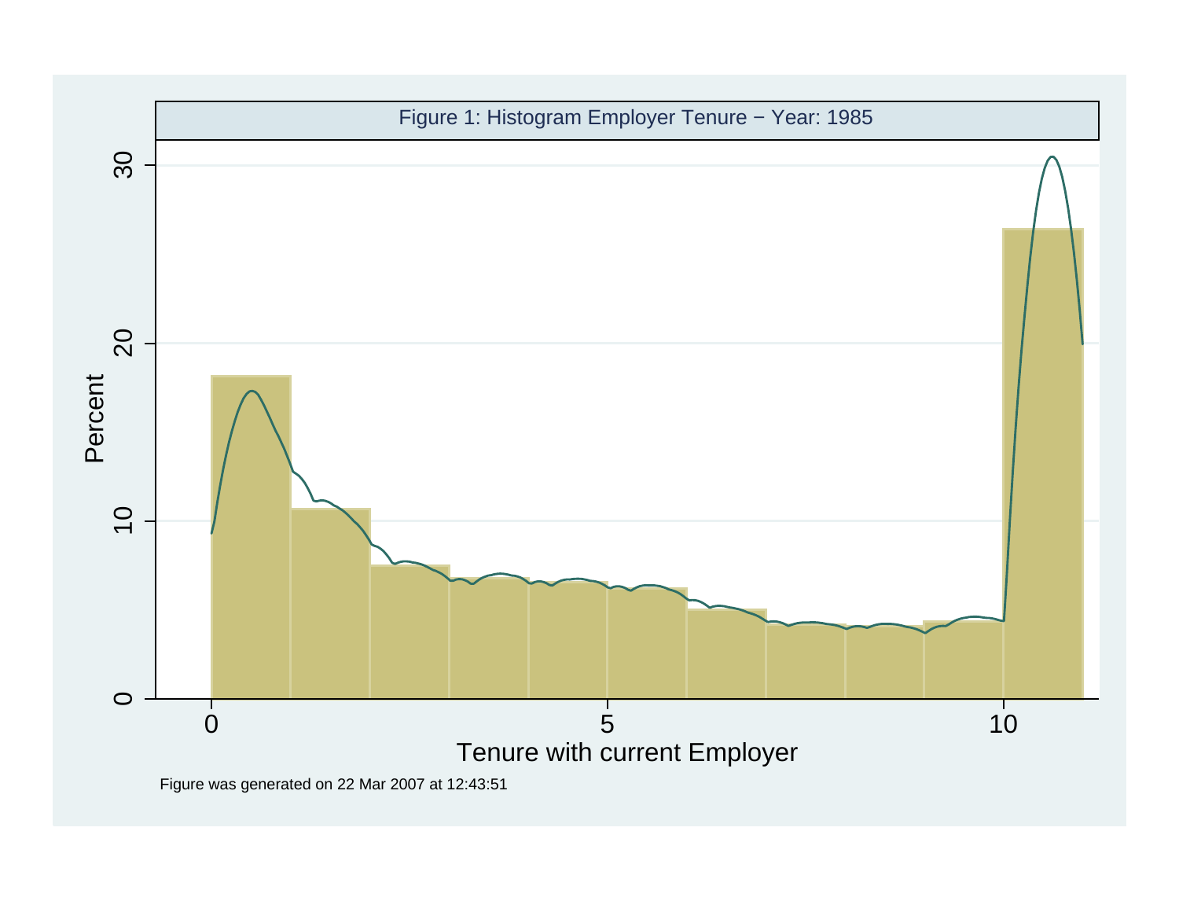Figure 1: Histogram Employer Tenure − Year: 1985

Tenure with current Employer

Percent

Figure was generated on 22 Mar 2007 at 12:43:51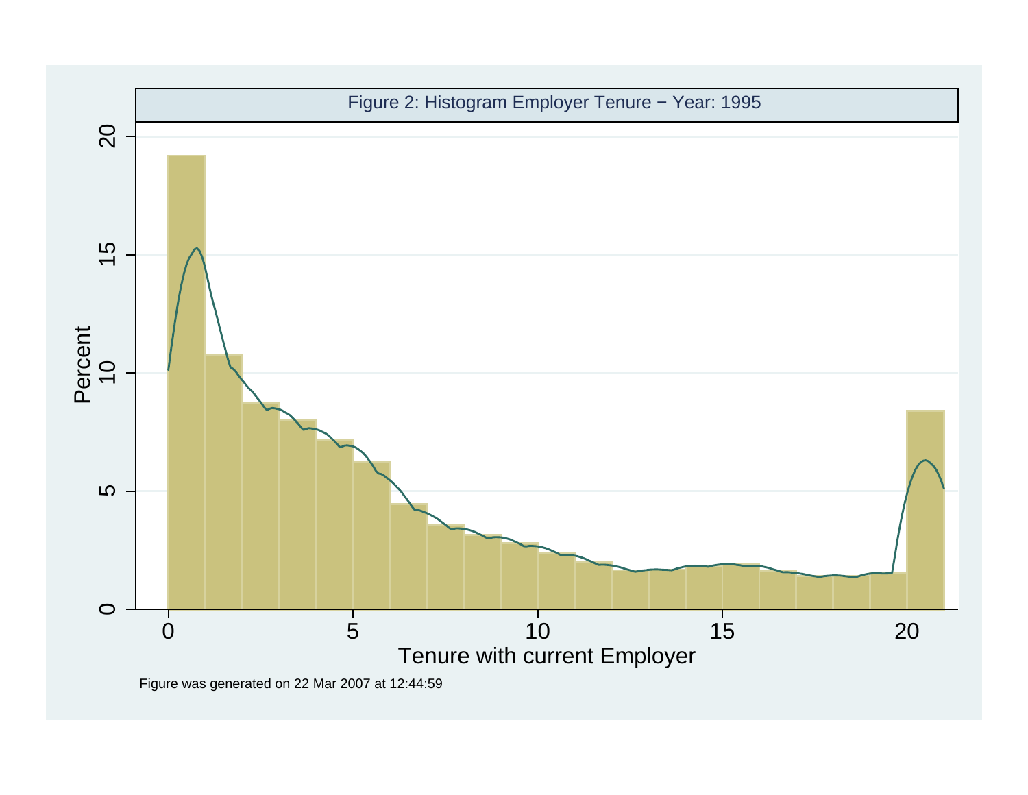Figure 2: Histogram Employer Tenure − Year: 1995

Figure was generated on 22 Mar 2007 at 12:44:59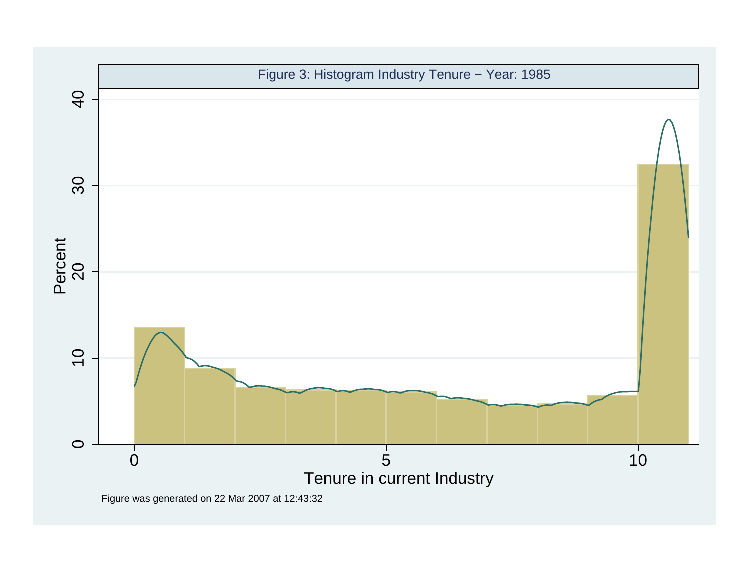Figure 3: Histogram Industry Tenure − Year: 1985

Figure was generated on 22 Mar 2007 at 12:43:32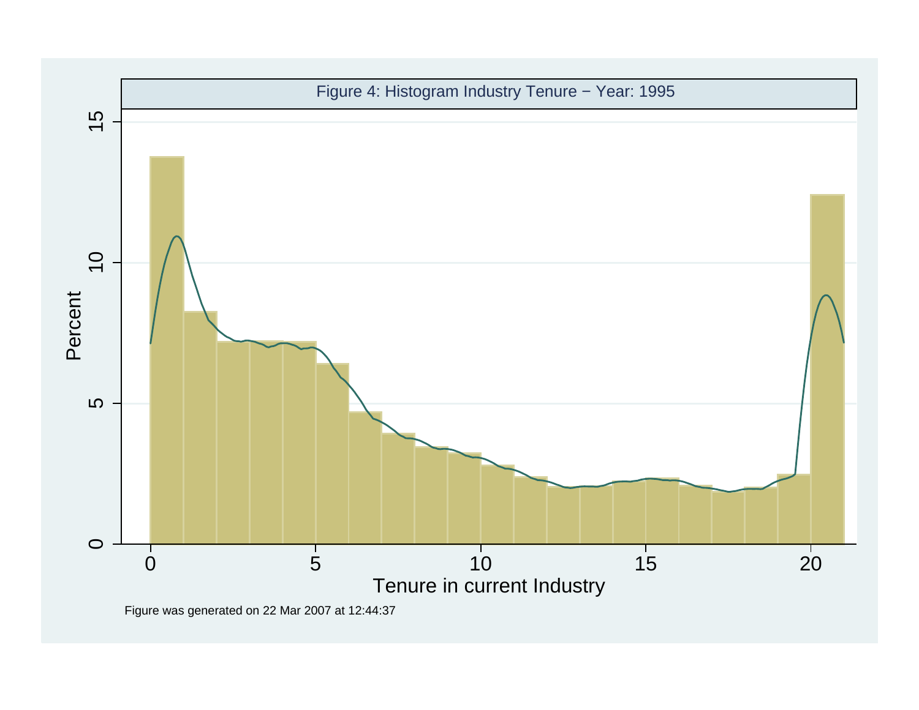Figure 4: Histogram Industry Tenure − Year: 1995

Figure was generated on 22 Mar 2007 at 12:44:37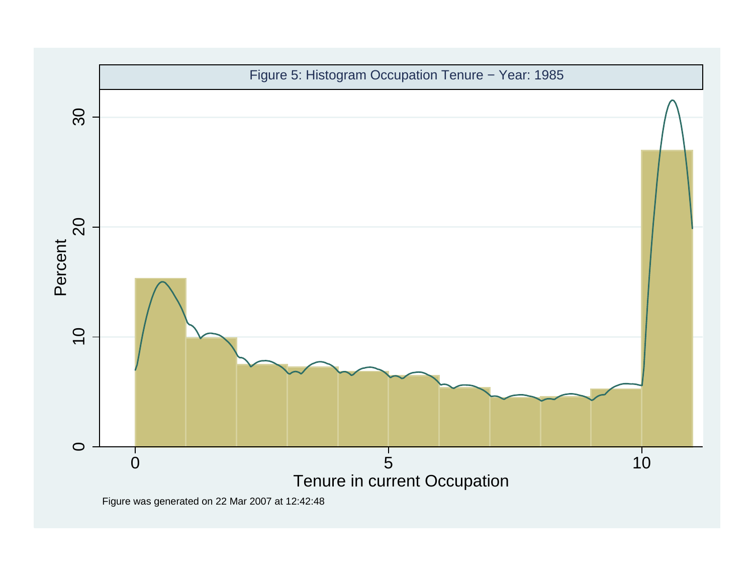Figure 5: Histogram Occupation Tenure − Year: 1985

Figure was generated on 22 Mar 2007 at 12:42:48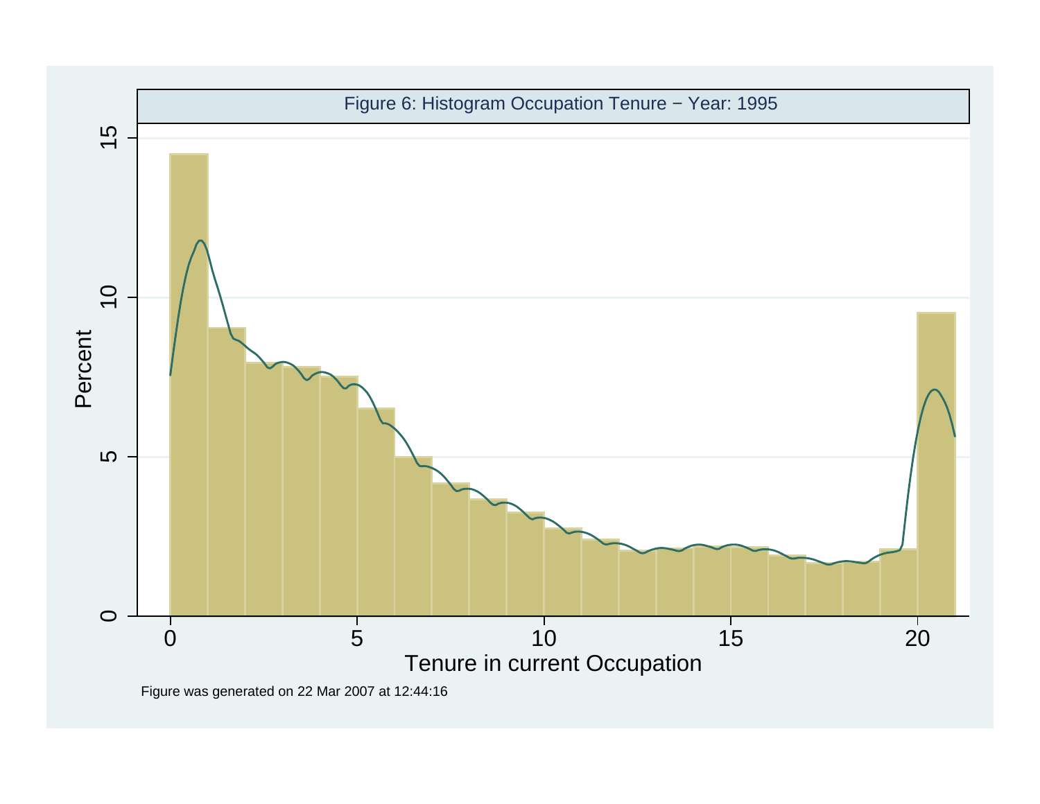Figure 6: Histogram Occupation Tenure − Year: 1995

Figure was generated on 22 Mar 2007 at 12:44:16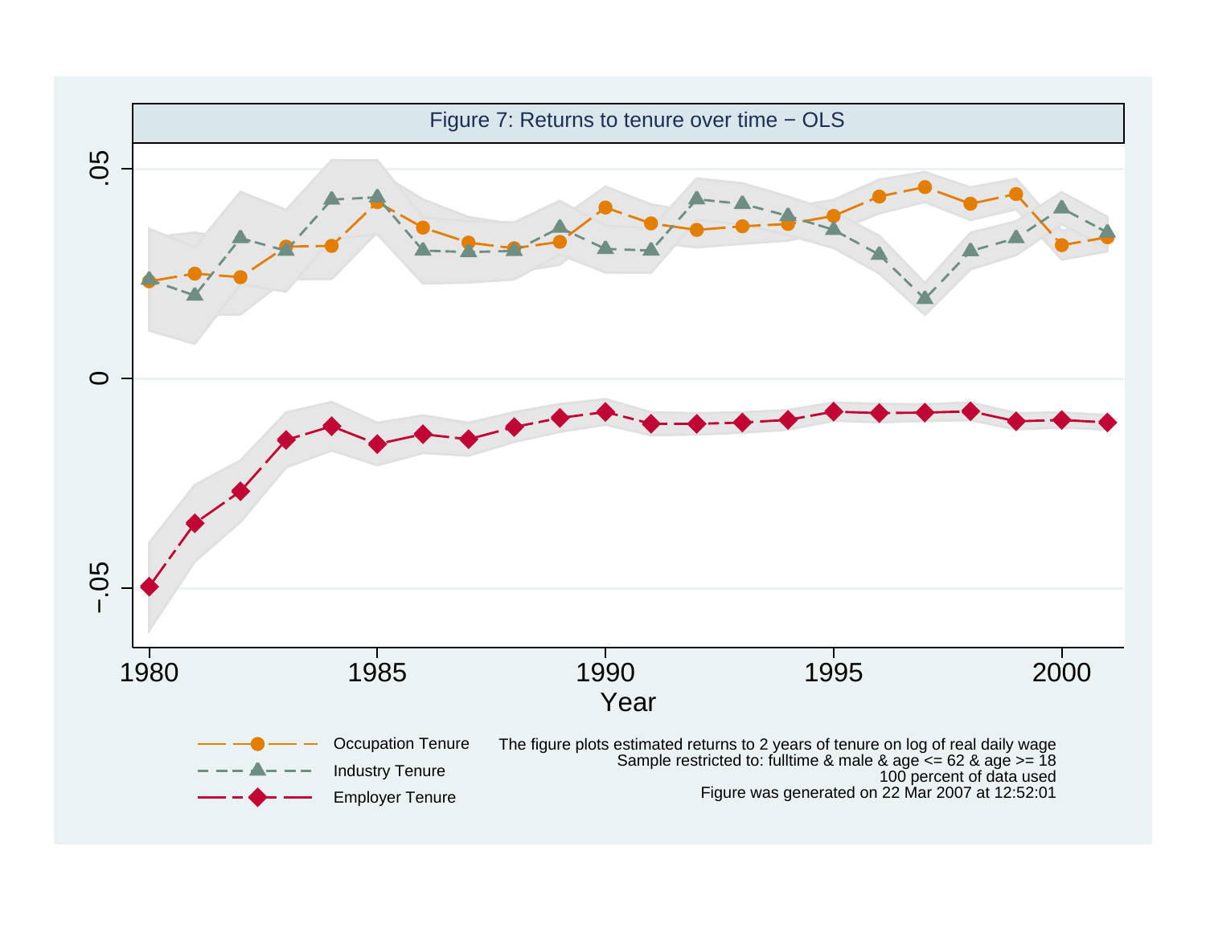Figure 7: Returns to tenure over time − OLS

The figure plots estimated returns to 2 years of tenure on log of real daily wage
Sample restricted to: fulltime & male & age <= 62 & age >= 18
100 percent of data used
Figure was generated on 22 Mar 2007 at 12:52:01

Occupation Tenure
Industry Tenure
Employer Tenure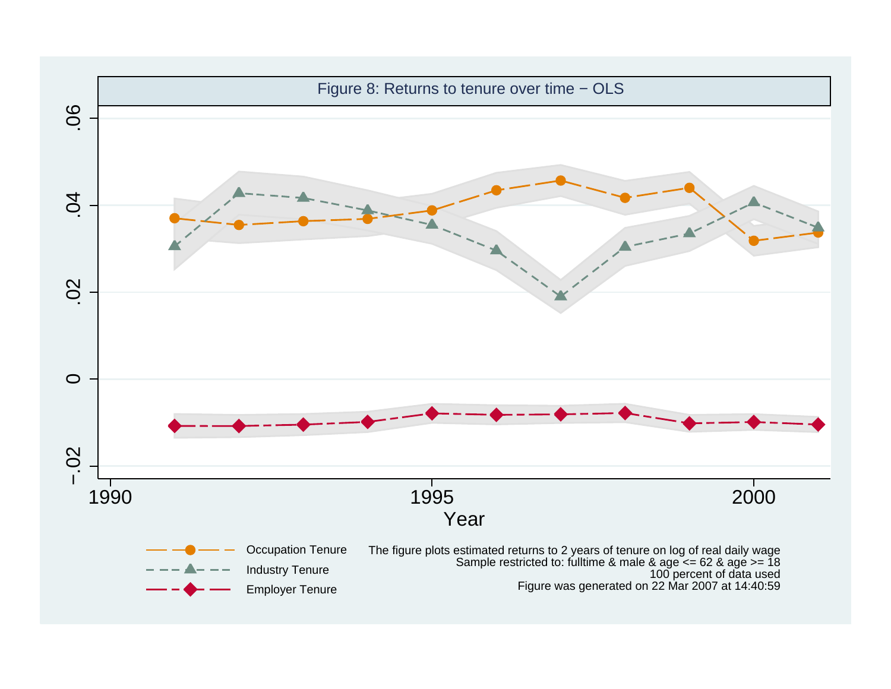Figure 8: Returns to tenure over time − OLS

Occupation Tenure

Industry Tenure

Employer Tenure

The figure plots estimated returns to 2 years of tenure on log of real daily wage
Sample restricted to: fulltime & male & age <= 62 & age >= 18
100 percent of data used
Figure was generated on 22 Mar 2007 at 14:40:59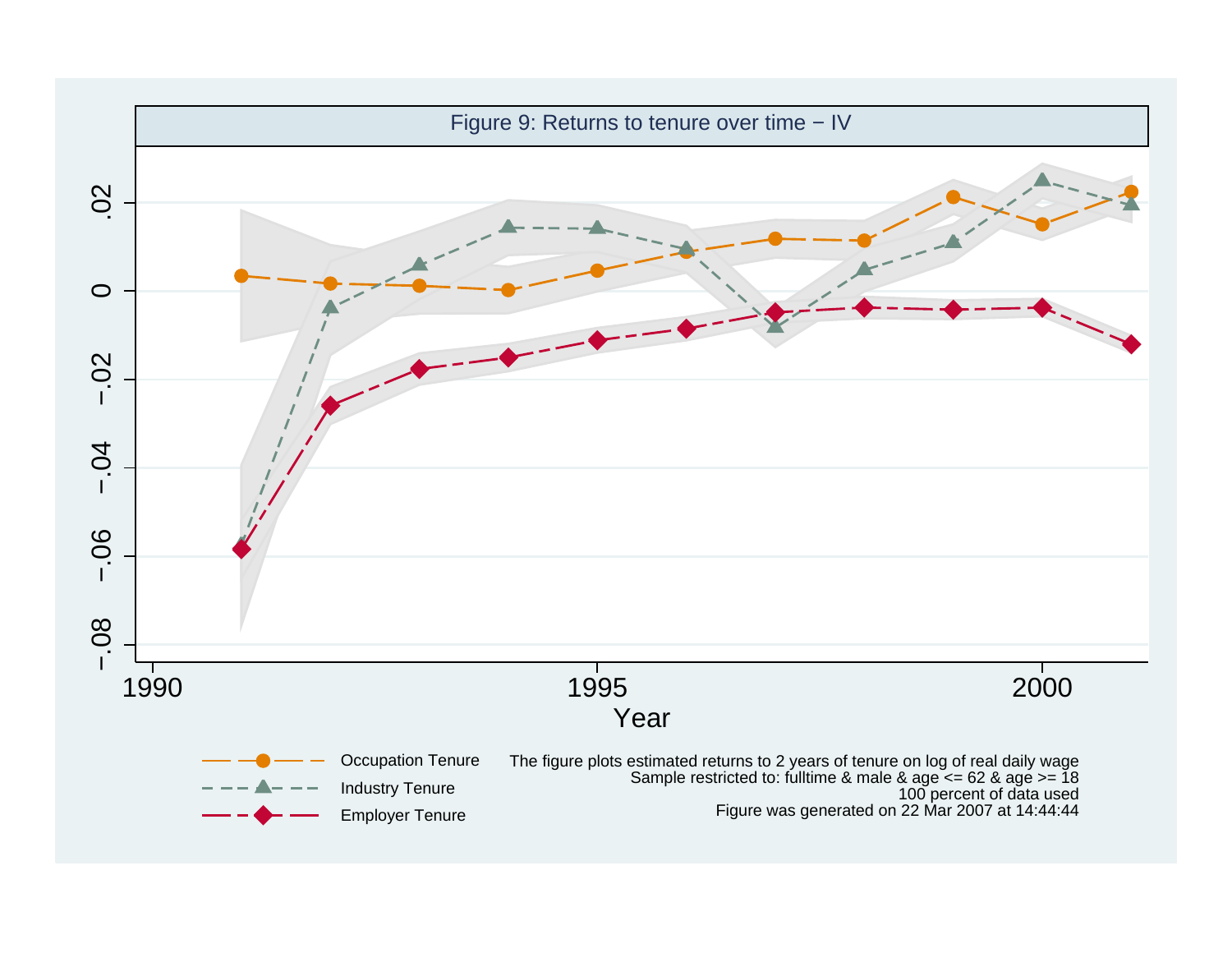Figure 9: Returns to tenure over time − IV

Occupation Tenure
Industry Tenure
Employer Tenure

The figure plots estimated returns to 2 years of tenure on log of real daily wage
Sample restricted to: fulltime & male & age <= 62 & age >= 18
100 percent of data used
Figure was generated on 22 Mar 2007 at 14:44:44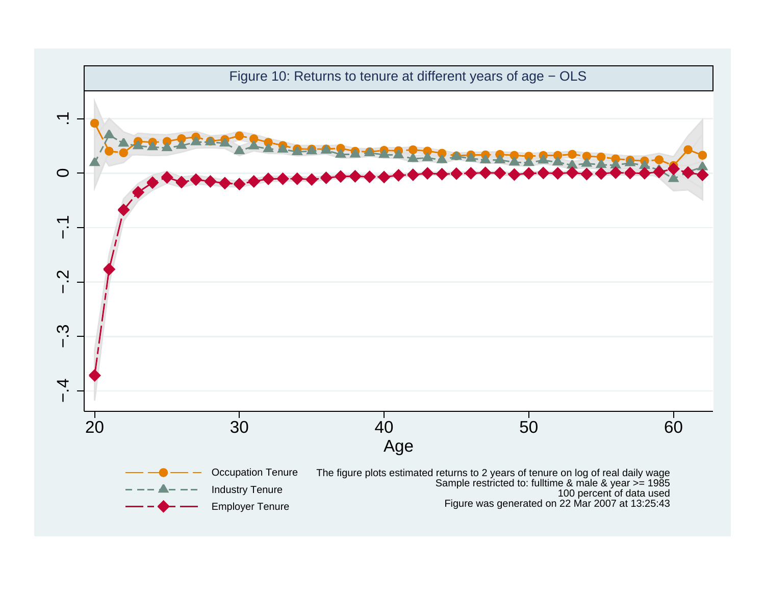Figure 10: Returns to tenure at different years of age − OLS

Occupation Tenure

Industry Tenure

Employer Tenure

The figure plots estimated returns to 2 years of tenure on log of real daily wage
Sample restricted to: fulltime & male & year >= 1985
100 percent of data used
Figure was generated on 22 Mar 2007 at 13:25:43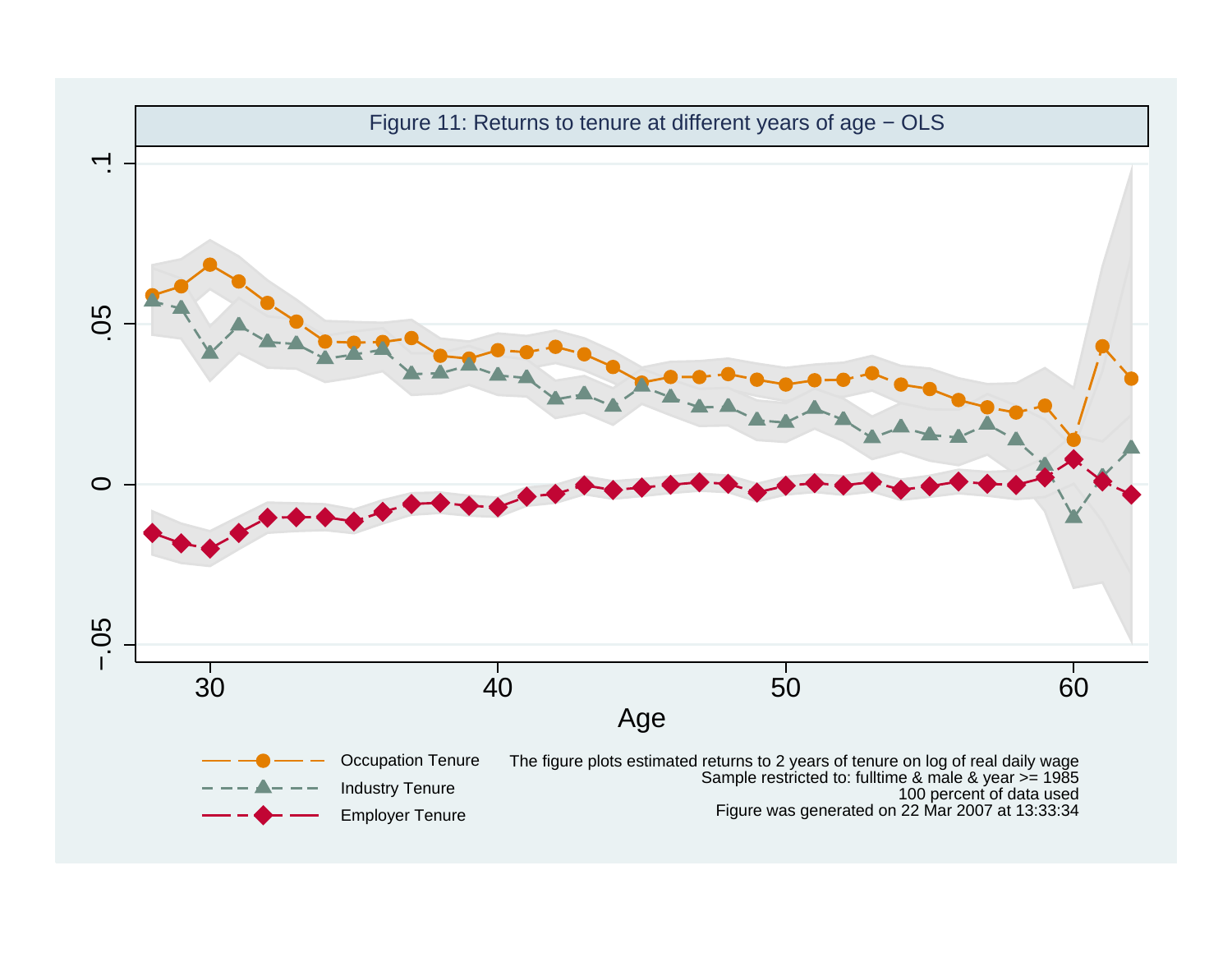Figure 11: Returns to tenure at different years of age − OLS

Occupation Tenure
Industry Tenure
Employer Tenure

The figure plots estimated returns to 2 years of tenure on log of real daily wage
Sample restricted to: fulltime & male & year >= 1985
100 percent of data used
Figure was generated on 22 Mar 2007 at 13:33:34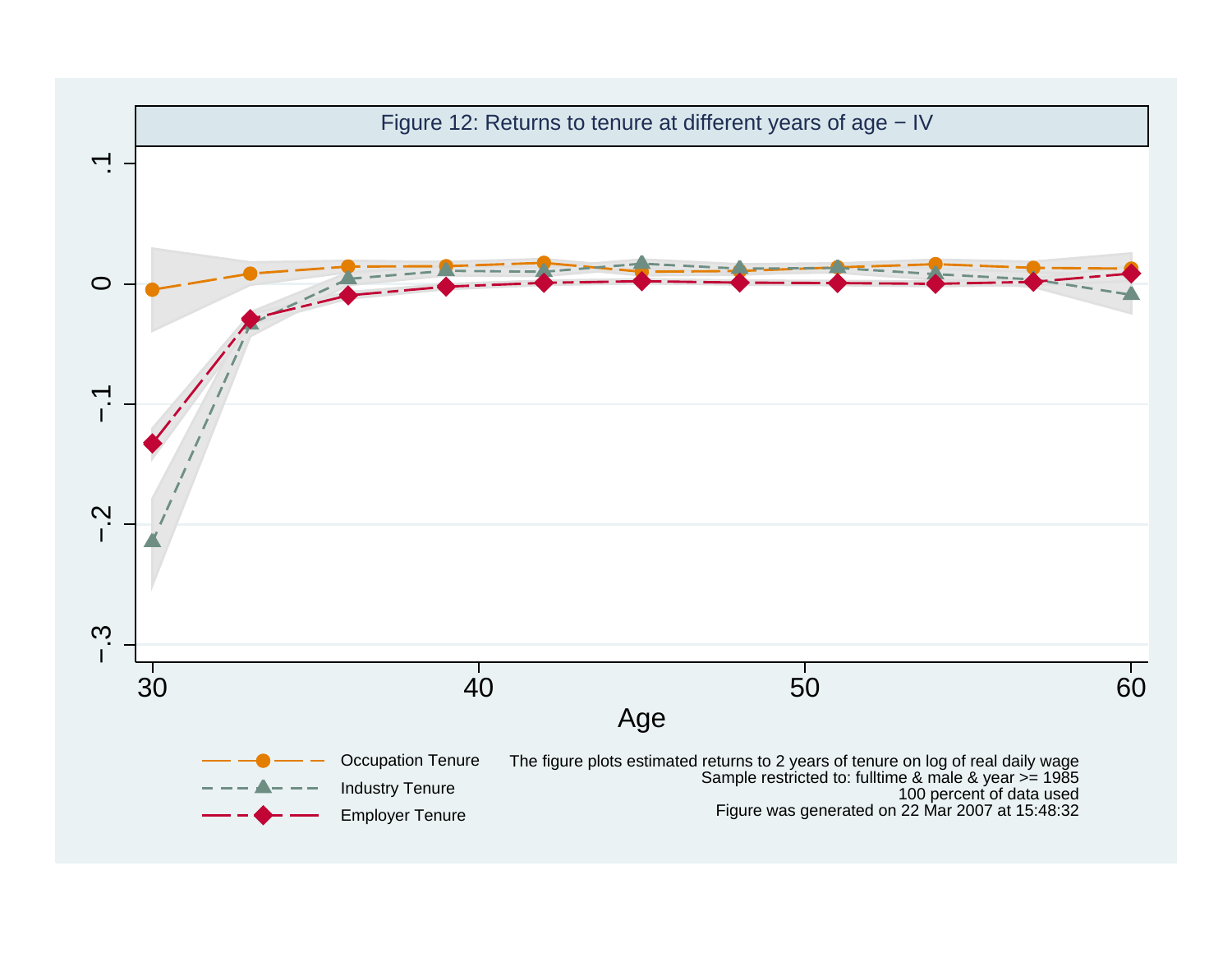Figure 12: Returns to tenure at different years of age − IV

The figure plots estimated returns to 2 years of tenure on log of real daily wage
Sample restricted to: fulltime & male & year >= 1985
100 percent of data used
Figure was generated on 22 Mar 2007 at 15:48:32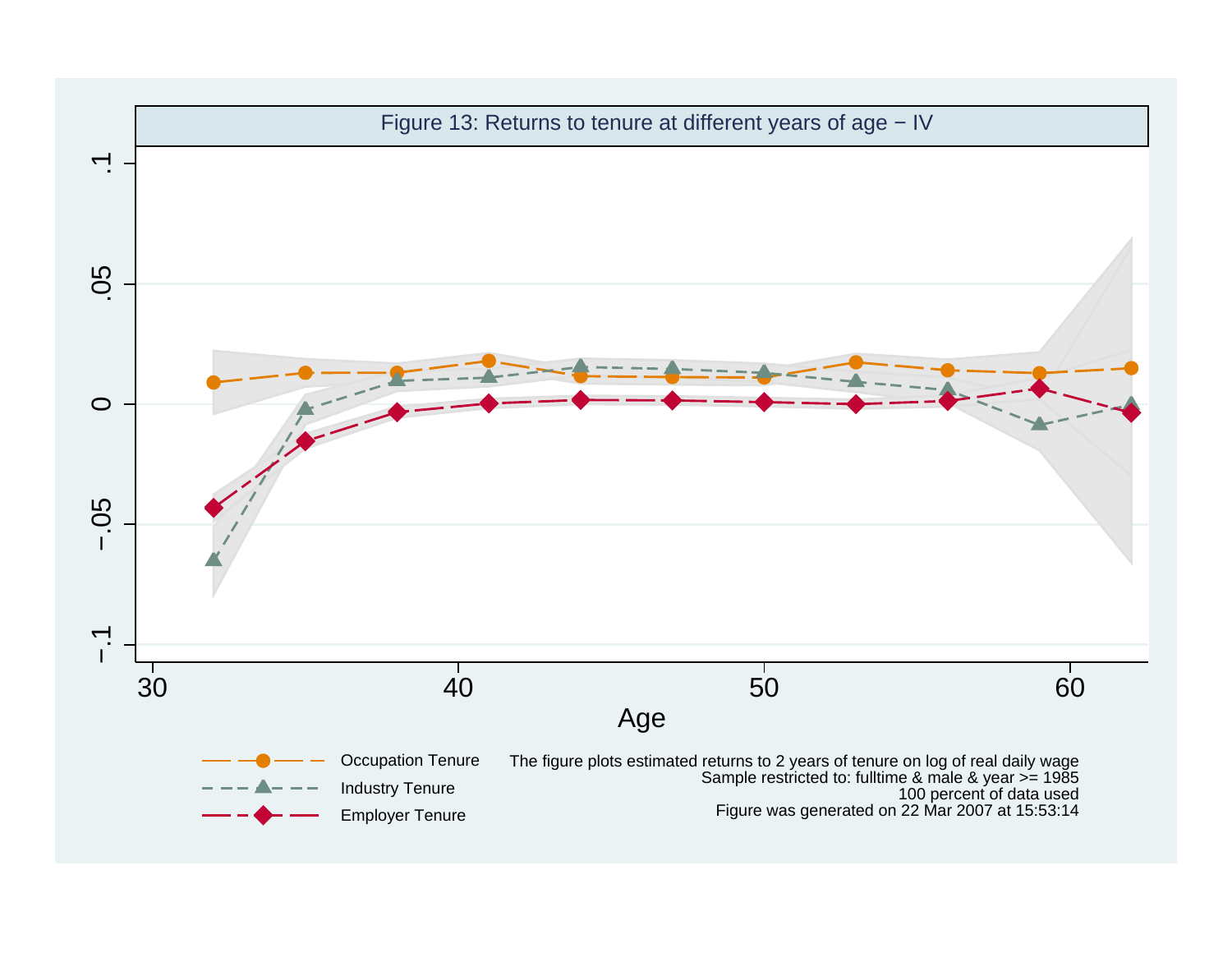Figure 13: Returns to tenure at different years of age − IV

.1

.05

0

−.05

−.1

30

40

50

60

Age

Occupation Tenure

Industry Tenure

Employer Tenure

The figure plots estimated returns to 2 years of tenure on log of real daily wage
Sample restricted to: fulltime & male & year >= 1985
100 percent of data used
Figure was generated on 22 Mar 2007 at 15:53:14